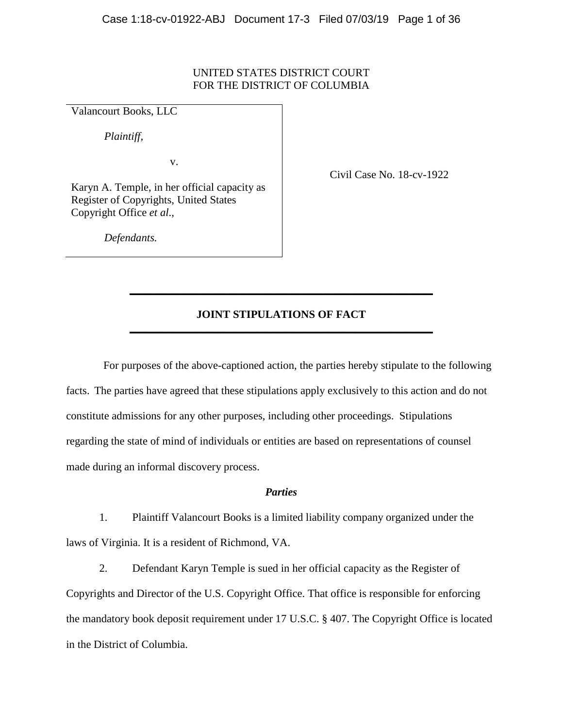UNITED STATES DISTRICT COURT
FOR THE DISTRICT OF COLUMBIA

Valancourt Books, LLC

*Plaintiff,*

v.

Karyn A. Temple, in her official capacity as Register of Copyrights, United States Copyright Office *et al*.,

*Defendants.*

Civil Case No. 18-cv-1922

---

**JOINT STIPULATIONS OF FACT**

---

For purposes of the above-captioned action, the parties hereby stipulate to the following facts. The parties have agreed that these stipulations apply exclusively to this action and do not constitute admissions for any other purposes, including other proceedings. Stipulations regarding the state of mind of individuals or entities are based on representations of counsel made during an informal discovery process.

***Parties***

1. Plaintiff Valancourt Books is a limited liability company organized under the laws of Virginia. It is a resident of Richmond, VA.

2. Defendant Karyn Temple is sued in her official capacity as the Register of Copyrights and Director of the U.S. Copyright Office. That office is responsible for enforcing the mandatory book deposit requirement under 17 U.S.C. § 407. The Copyright Office is located in the District of Columbia.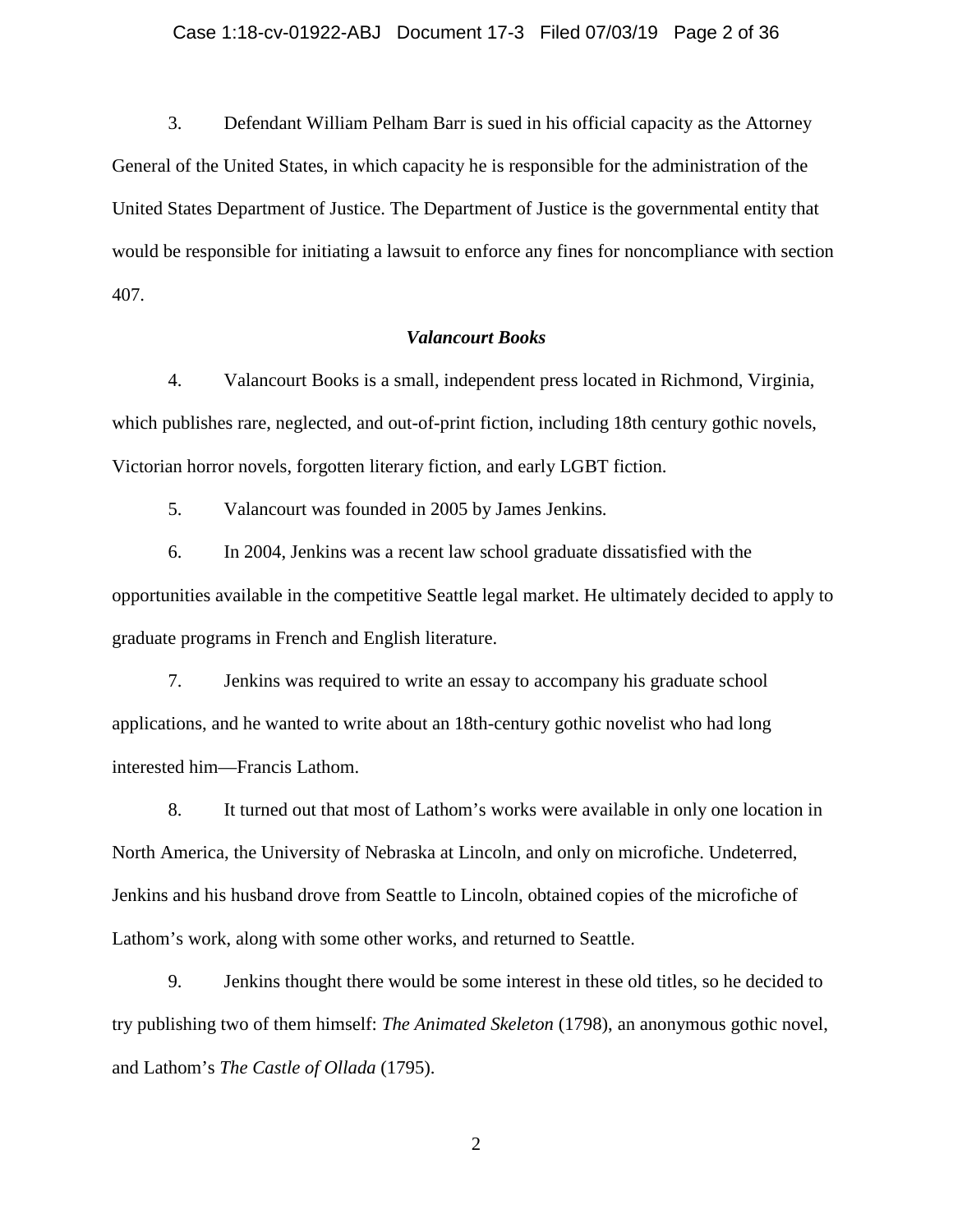3. Defendant William Pelham Barr is sued in his official capacity as the Attorney General of the United States, in which capacity he is responsible for the administration of the United States Department of Justice. The Department of Justice is the governmental entity that would be responsible for initiating a lawsuit to enforce any fines for noncompliance with section 407.

### *Valancourt Books*

4. Valancourt Books is a small, independent press located in Richmond, Virginia, which publishes rare, neglected, and out-of-print fiction, including 18th century gothic novels, Victorian horror novels, forgotten literary fiction, and early LGBT fiction.

5. Valancourt was founded in 2005 by James Jenkins.

6. In 2004, Jenkins was a recent law school graduate dissatisfied with the opportunities available in the competitive Seattle legal market. He ultimately decided to apply to graduate programs in French and English literature.

7. Jenkins was required to write an essay to accompany his graduate school applications, and he wanted to write about an 18th-century gothic novelist who had long interested him—Francis Lathom.

8. It turned out that most of Lathom's works were available in only one location in North America, the University of Nebraska at Lincoln, and only on microfiche. Undeterred, Jenkins and his husband drove from Seattle to Lincoln, obtained copies of the microfiche of Lathom's work, along with some other works, and returned to Seattle.

9. Jenkins thought there would be some interest in these old titles, so he decided to try publishing two of them himself: *The Animated Skeleton* (1798), an anonymous gothic novel, and Lathom's *The Castle of Ollada* (1795).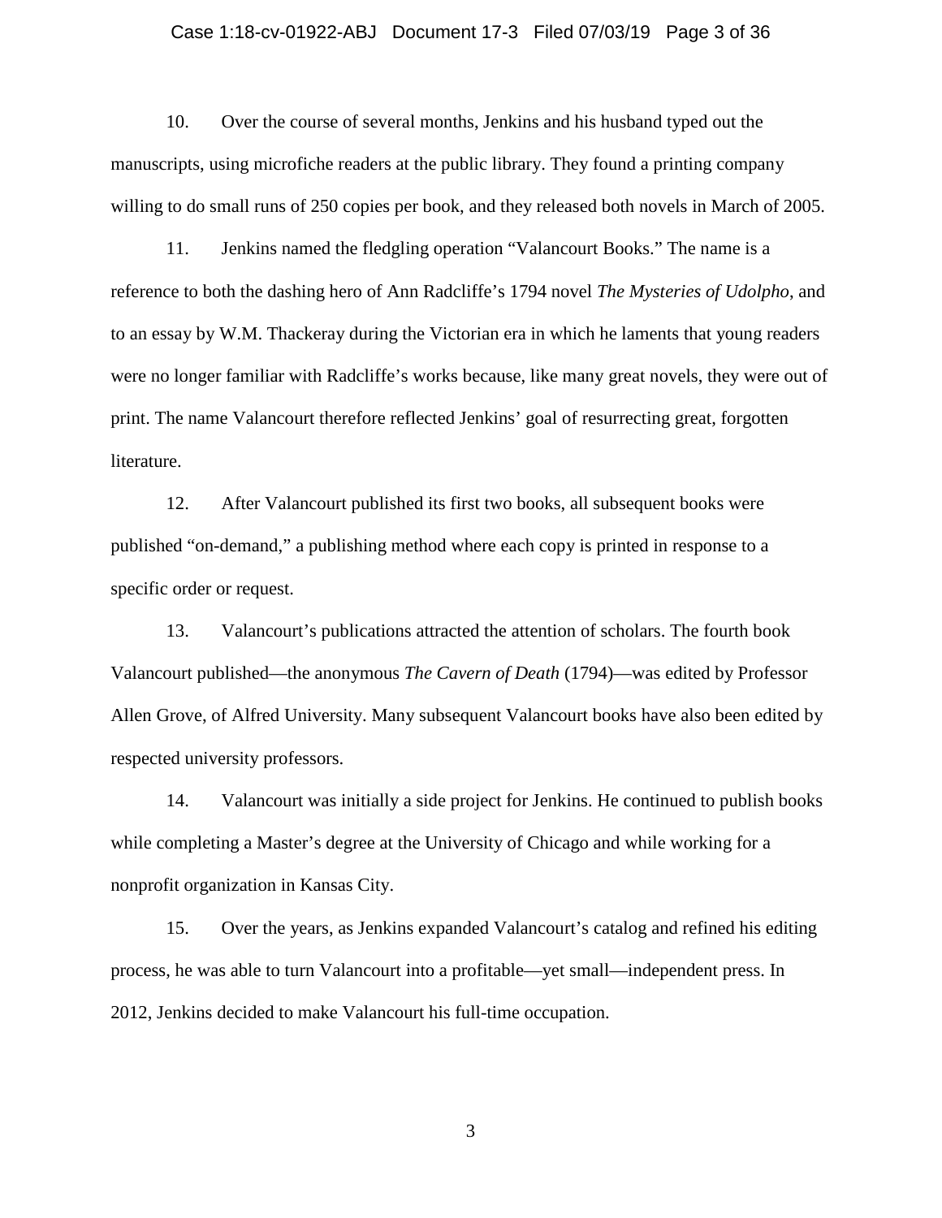10. Over the course of several months, Jenkins and his husband typed out the manuscripts, using microfiche readers at the public library. They found a printing company willing to do small runs of 250 copies per book, and they released both novels in March of 2005.

11. Jenkins named the fledgling operation "Valancourt Books." The name is a reference to both the dashing hero of Ann Radcliffe's 1794 novel *The Mysteries of Udolpho*, and to an essay by W.M. Thackeray during the Victorian era in which he laments that young readers were no longer familiar with Radcliffe's works because, like many great novels, they were out of print. The name Valancourt therefore reflected Jenkins' goal of resurrecting great, forgotten literature.

12. After Valancourt published its first two books, all subsequent books were published "on-demand," a publishing method where each copy is printed in response to a specific order or request.

13. Valancourt's publications attracted the attention of scholars. The fourth book Valancourt published—the anonymous *The Cavern of Death* (1794)—was edited by Professor Allen Grove, of Alfred University. Many subsequent Valancourt books have also been edited by respected university professors.

14. Valancourt was initially a side project for Jenkins. He continued to publish books while completing a Master's degree at the University of Chicago and while working for a nonprofit organization in Kansas City.

15. Over the years, as Jenkins expanded Valancourt's catalog and refined his editing process, he was able to turn Valancourt into a profitable—yet small—independent press. In 2012, Jenkins decided to make Valancourt his full-time occupation.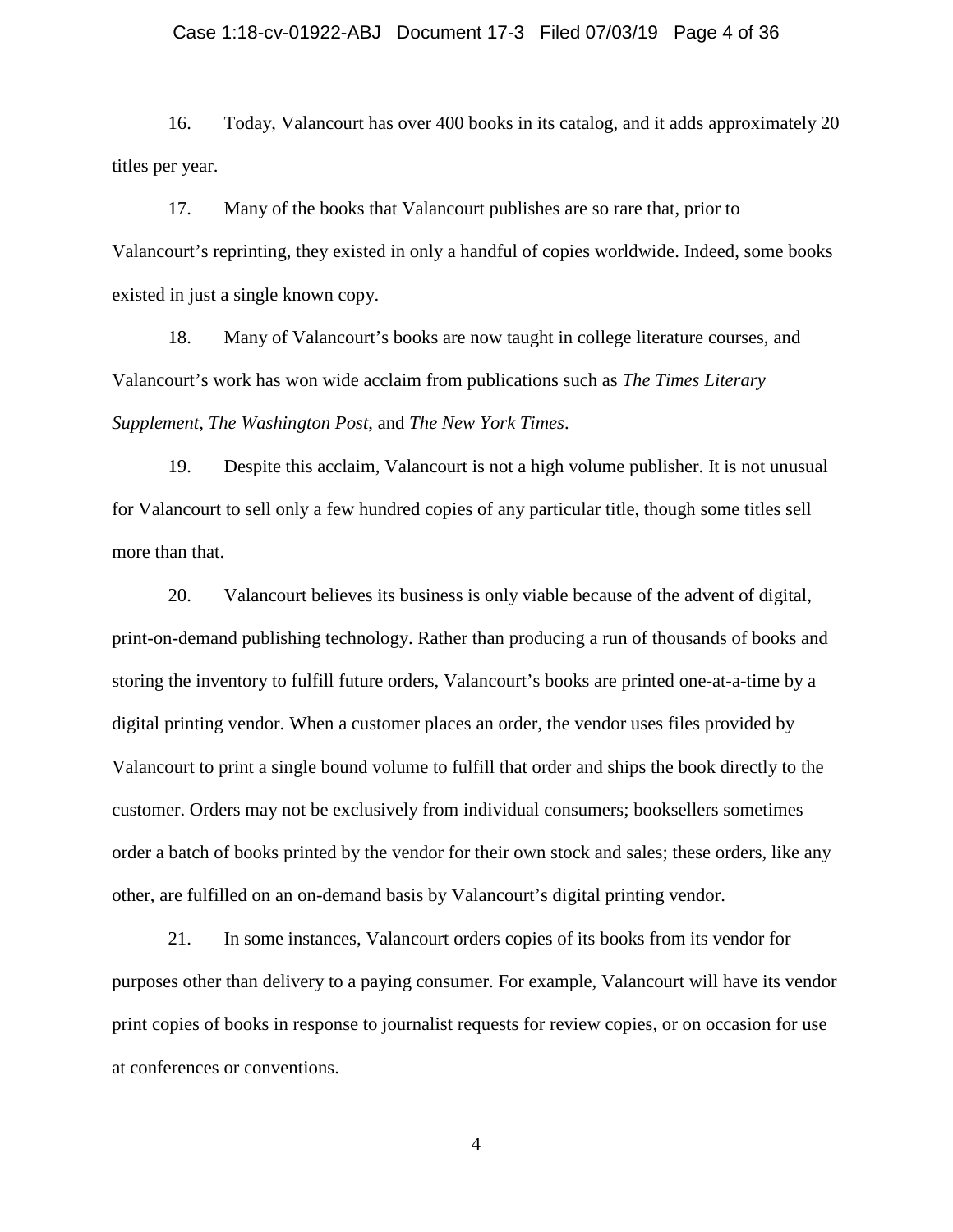16. Today, Valancourt has over 400 books in its catalog, and it adds approximately 20 titles per year.

17. Many of the books that Valancourt publishes are so rare that, prior to Valancourt's reprinting, they existed in only a handful of copies worldwide. Indeed, some books existed in just a single known copy.

18. Many of Valancourt's books are now taught in college literature courses, and Valancourt's work has won wide acclaim from publications such as *The Times Literary Supplement*, *The Washington Post*, and *The New York Times*.

19. Despite this acclaim, Valancourt is not a high volume publisher. It is not unusual for Valancourt to sell only a few hundred copies of any particular title, though some titles sell more than that.

20. Valancourt believes its business is only viable because of the advent of digital, print-on-demand publishing technology. Rather than producing a run of thousands of books and storing the inventory to fulfill future orders, Valancourt's books are printed one-at-a-time by a digital printing vendor. When a customer places an order, the vendor uses files provided by Valancourt to print a single bound volume to fulfill that order and ships the book directly to the customer. Orders may not be exclusively from individual consumers; booksellers sometimes order a batch of books printed by the vendor for their own stock and sales; these orders, like any other, are fulfilled on an on-demand basis by Valancourt's digital printing vendor.

21. In some instances, Valancourt orders copies of its books from its vendor for purposes other than delivery to a paying consumer. For example, Valancourt will have its vendor print copies of books in response to journalist requests for review copies, or on occasion for use at conferences or conventions.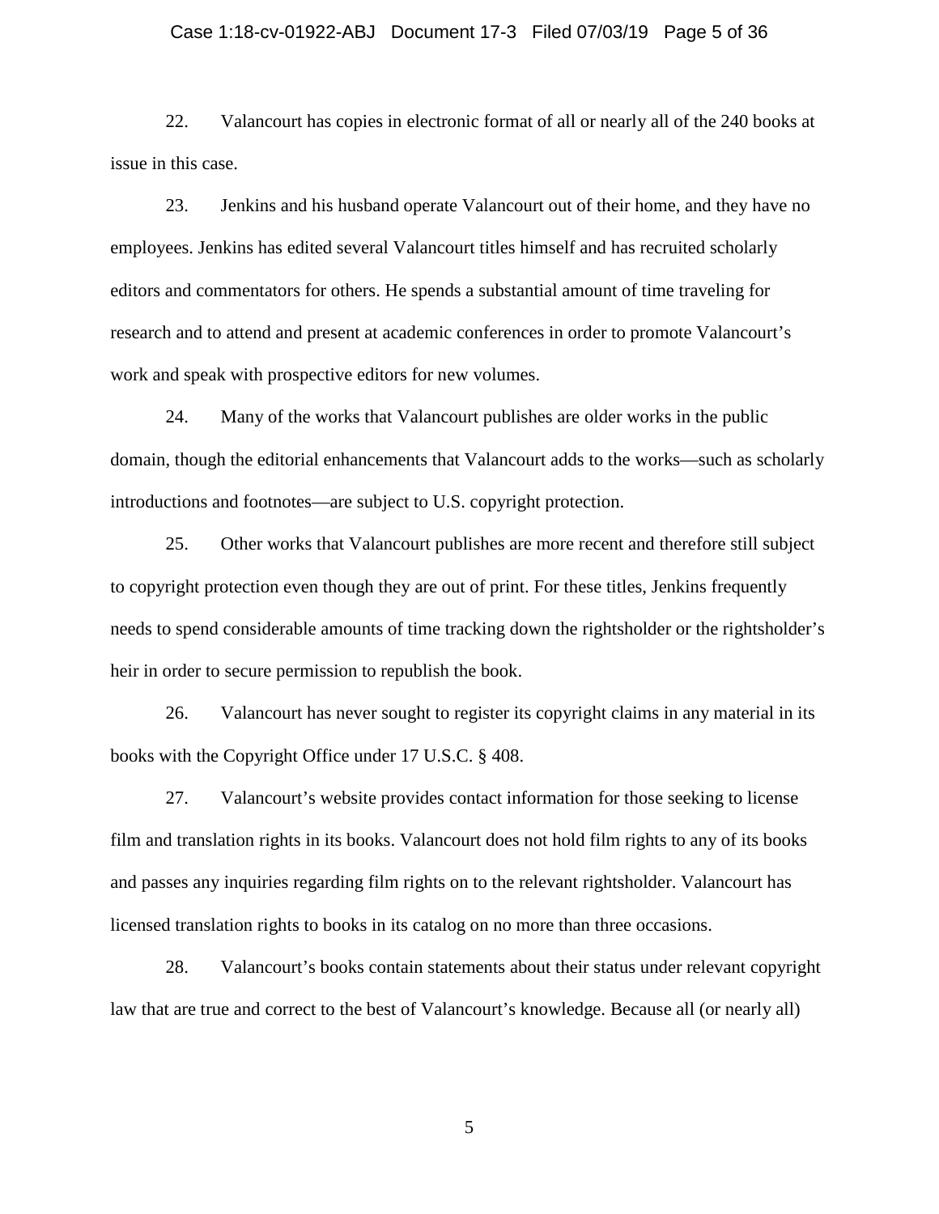22. Valancourt has copies in electronic format of all or nearly all of the 240 books at issue in this case.

23. Jenkins and his husband operate Valancourt out of their home, and they have no employees. Jenkins has edited several Valancourt titles himself and has recruited scholarly editors and commentators for others. He spends a substantial amount of time traveling for research and to attend and present at academic conferences in order to promote Valancourt's work and speak with prospective editors for new volumes.

24. Many of the works that Valancourt publishes are older works in the public domain, though the editorial enhancements that Valancourt adds to the works—such as scholarly introductions and footnotes—are subject to U.S. copyright protection.

25. Other works that Valancourt publishes are more recent and therefore still subject to copyright protection even though they are out of print. For these titles, Jenkins frequently needs to spend considerable amounts of time tracking down the rightsholder or the rightsholder's heir in order to secure permission to republish the book.

26. Valancourt has never sought to register its copyright claims in any material in its books with the Copyright Office under 17 U.S.C. § 408.

27. Valancourt's website provides contact information for those seeking to license film and translation rights in its books. Valancourt does not hold film rights to any of its books and passes any inquiries regarding film rights on to the relevant rightsholder. Valancourt has licensed translation rights to books in its catalog on no more than three occasions.

28. Valancourt's books contain statements about their status under relevant copyright law that are true and correct to the best of Valancourt's knowledge. Because all (or nearly all)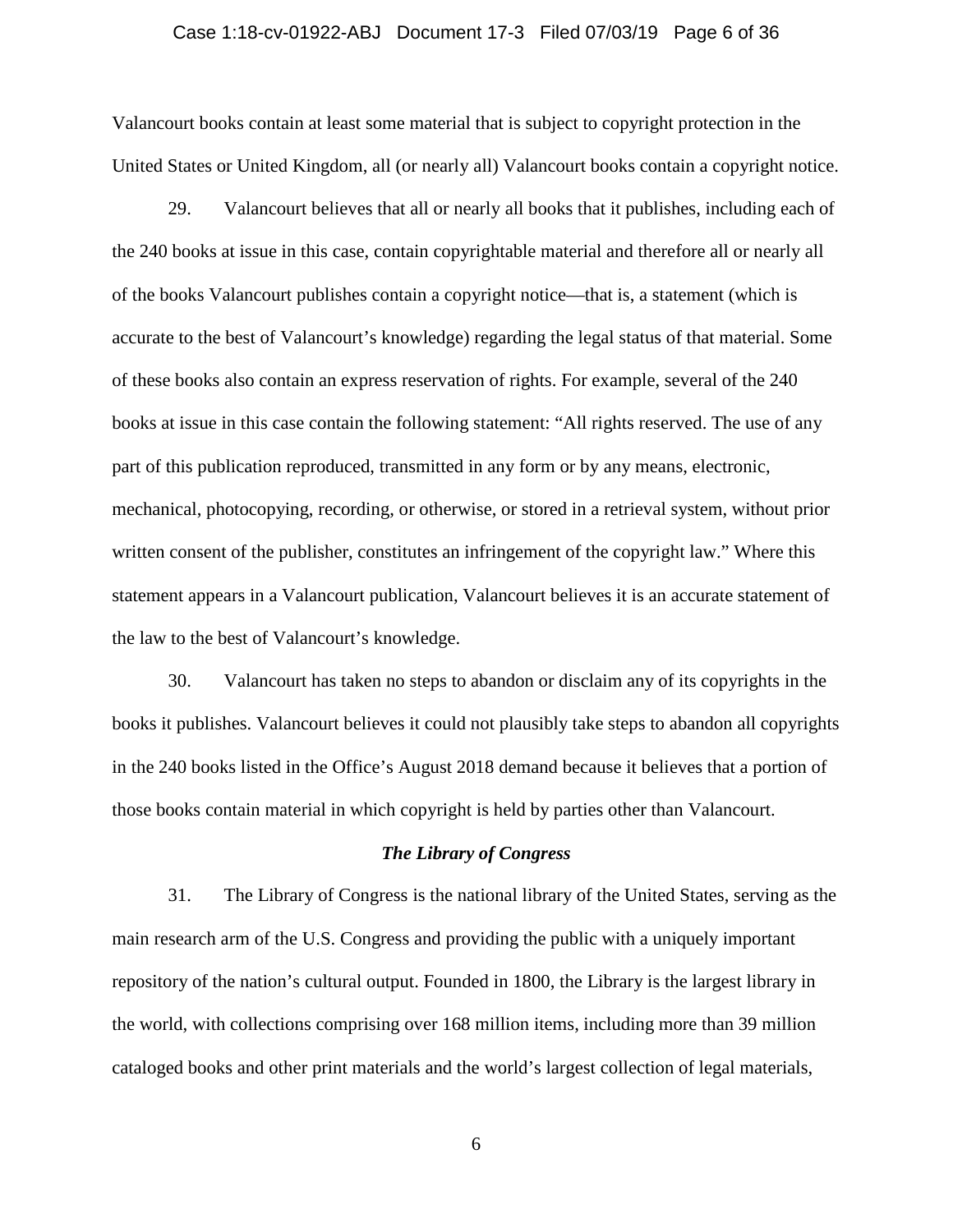Valancourt books contain at least some material that is subject to copyright protection in the United States or United Kingdom, all (or nearly all) Valancourt books contain a copyright notice.

29. Valancourt believes that all or nearly all books that it publishes, including each of the 240 books at issue in this case, contain copyrightable material and therefore all or nearly all of the books Valancourt publishes contain a copyright notice—that is, a statement (which is accurate to the best of Valancourt's knowledge) regarding the legal status of that material. Some of these books also contain an express reservation of rights. For example, several of the 240 books at issue in this case contain the following statement: "All rights reserved. The use of any part of this publication reproduced, transmitted in any form or by any means, electronic, mechanical, photocopying, recording, or otherwise, or stored in a retrieval system, without prior written consent of the publisher, constitutes an infringement of the copyright law." Where this statement appears in a Valancourt publication, Valancourt believes it is an accurate statement of the law to the best of Valancourt's knowledge.

30. Valancourt has taken no steps to abandon or disclaim any of its copyrights in the books it publishes. Valancourt believes it could not plausibly take steps to abandon all copyrights in the 240 books listed in the Office's August 2018 demand because it believes that a portion of those books contain material in which copyright is held by parties other than Valancourt.

### *The Library of Congress*

31. The Library of Congress is the national library of the United States, serving as the main research arm of the U.S. Congress and providing the public with a uniquely important repository of the nation's cultural output. Founded in 1800, the Library is the largest library in the world, with collections comprising over 168 million items, including more than 39 million cataloged books and other print materials and the world's largest collection of legal materials,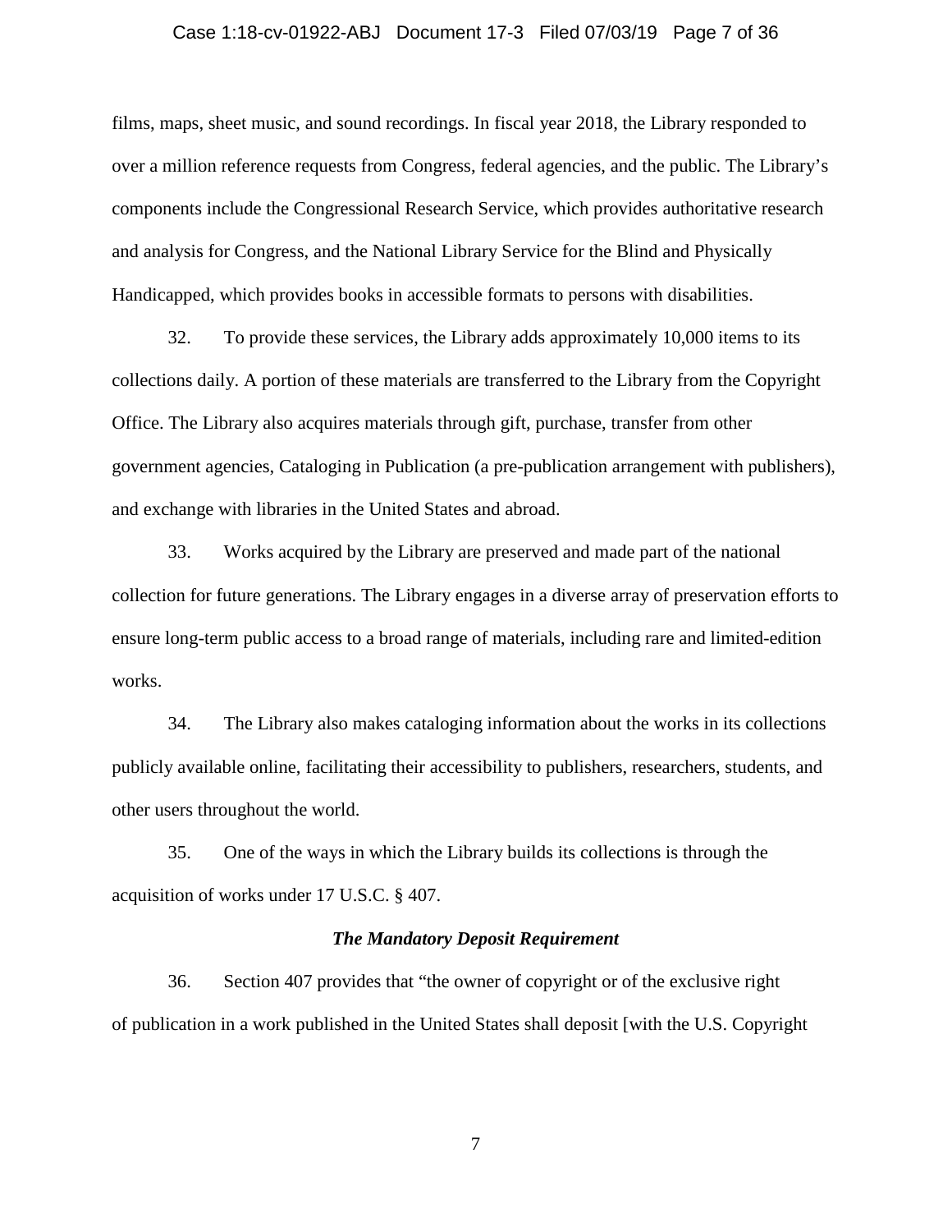films, maps, sheet music, and sound recordings. In fiscal year 2018, the Library responded to over a million reference requests from Congress, federal agencies, and the public. The Library's components include the Congressional Research Service, which provides authoritative research and analysis for Congress, and the National Library Service for the Blind and Physically Handicapped, which provides books in accessible formats to persons with disabilities.

32. To provide these services, the Library adds approximately 10,000 items to its collections daily. A portion of these materials are transferred to the Library from the Copyright Office. The Library also acquires materials through gift, purchase, transfer from other government agencies, Cataloging in Publication (a pre-publication arrangement with publishers), and exchange with libraries in the United States and abroad.

33. Works acquired by the Library are preserved and made part of the national collection for future generations. The Library engages in a diverse array of preservation efforts to ensure long-term public access to a broad range of materials, including rare and limited-edition works.

34. The Library also makes cataloging information about the works in its collections publicly available online, facilitating their accessibility to publishers, researchers, students, and other users throughout the world.

35. One of the ways in which the Library builds its collections is through the acquisition of works under 17 U.S.C. § 407.

### *The Mandatory Deposit Requirement*

36. Section 407 provides that "the owner of copyright or of the exclusive right of publication in a work published in the United States shall deposit [with the U.S. Copyright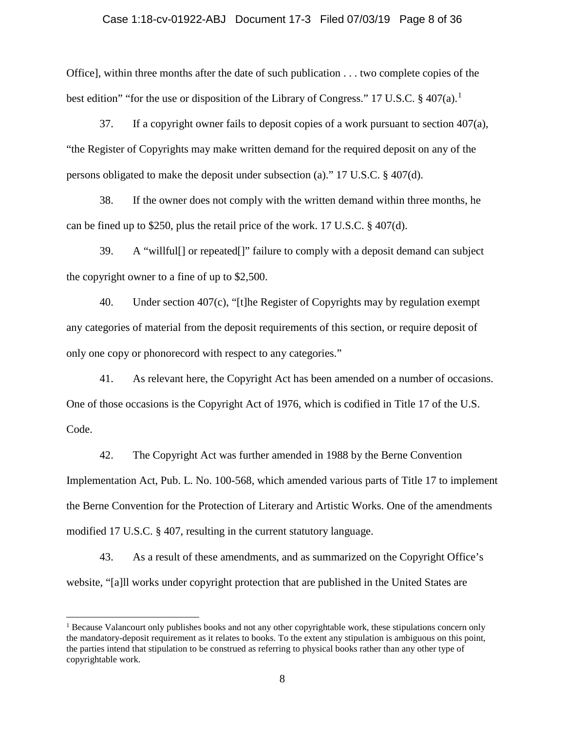Office], within three months after the date of such publication . . . two complete copies of the best edition" "for the use or disposition of the Library of Congress." 17 U.S.C. § 407(a).[1]

37. If a copyright owner fails to deposit copies of a work pursuant to section 407(a), "the Register of Copyrights may make written demand for the required deposit on any of the persons obligated to make the deposit under subsection (a)." 17 U.S.C. § 407(d).

38. If the owner does not comply with the written demand within three months, he can be fined up to $250, plus the retail price of the work. 17 U.S.C. § 407(d).

39. A "willful[] or repeated[]" failure to comply with a deposit demand can subject the copyright owner to a fine of up to $2,500.

40. Under section 407(c), "[t]he Register of Copyrights may by regulation exempt any categories of material from the deposit requirements of this section, or require deposit of only one copy or phonorecord with respect to any categories."

41. As relevant here, the Copyright Act has been amended on a number of occasions. One of those occasions is the Copyright Act of 1976, which is codified in Title 17 of the U.S. Code.

42. The Copyright Act was further amended in 1988 by the Berne Convention Implementation Act, Pub. L. No. 100-568, which amended various parts of Title 17 to implement the Berne Convention for the Protection of Literary and Artistic Works. One of the amendments modified 17 U.S.C. § 407, resulting in the current statutory language.

43. As a result of these amendments, and as summarized on the Copyright Office's website, "[a]ll works under copyright protection that are published in the United States are

[1] Because Valancourt only publishes books and not any other copyrightable work, these stipulations concern only the mandatory-deposit requirement as it relates to books. To the extent any stipulation is ambiguous on this point, the parties intend that stipulation to be construed as referring to physical books rather than any other type of copyrightable work.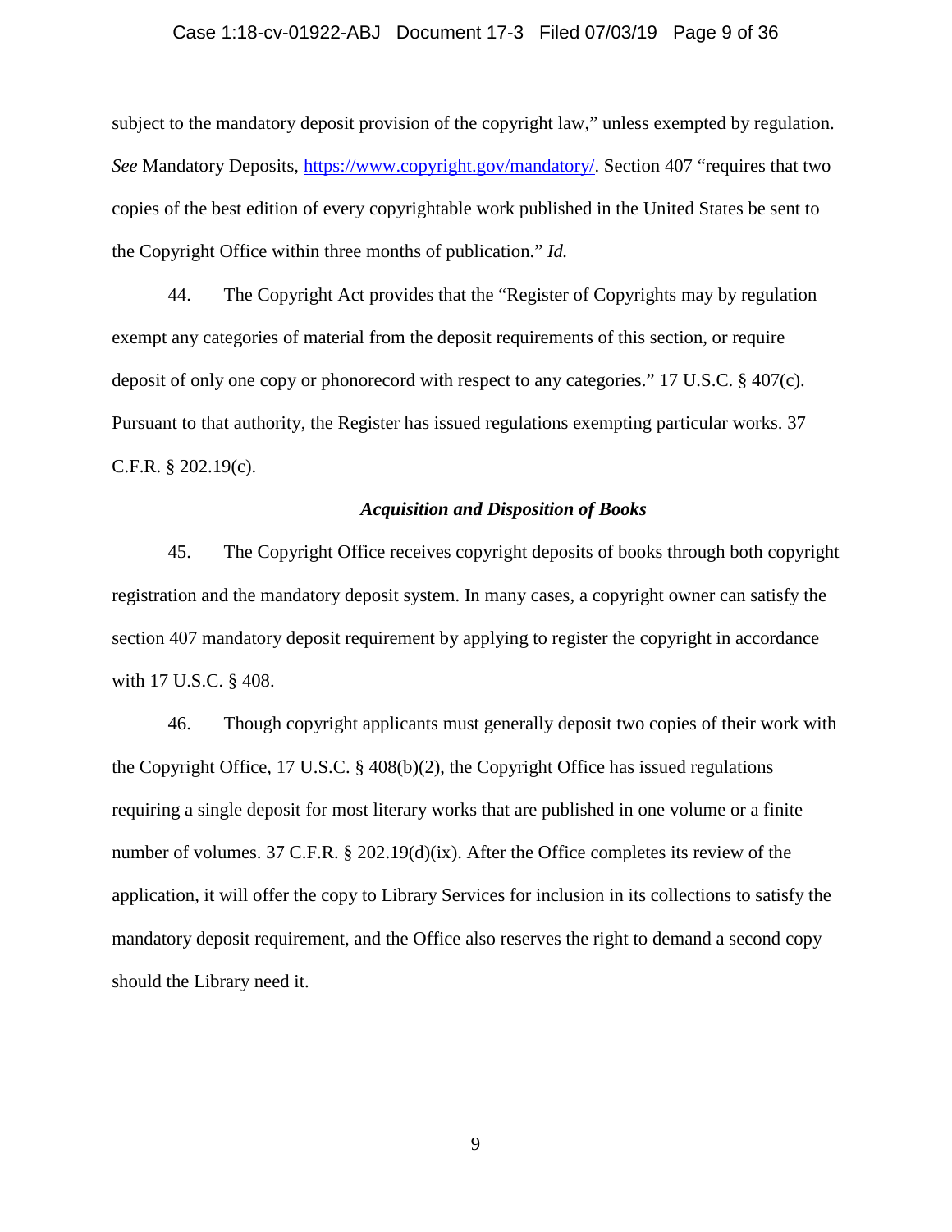subject to the mandatory deposit provision of the copyright law," unless exempted by regulation. *See* Mandatory Deposits, https://www.copyright.gov/mandatory/. Section 407 "requires that two copies of the best edition of every copyrightable work published in the United States be sent to the Copyright Office within three months of publication." *Id.*

44. The Copyright Act provides that the "Register of Copyrights may by regulation exempt any categories of material from the deposit requirements of this section, or require deposit of only one copy or phonorecord with respect to any categories." 17 U.S.C. § 407(c). Pursuant to that authority, the Register has issued regulations exempting particular works. 37 C.F.R. § 202.19(c).

### *Acquisition and Disposition of Books*

45. The Copyright Office receives copyright deposits of books through both copyright registration and the mandatory deposit system. In many cases, a copyright owner can satisfy the section 407 mandatory deposit requirement by applying to register the copyright in accordance with 17 U.S.C. § 408.

46. Though copyright applicants must generally deposit two copies of their work with the Copyright Office, 17 U.S.C. § 408(b)(2), the Copyright Office has issued regulations requiring a single deposit for most literary works that are published in one volume or a finite number of volumes. 37 C.F.R. § 202.19(d)(ix). After the Office completes its review of the application, it will offer the copy to Library Services for inclusion in its collections to satisfy the mandatory deposit requirement, and the Office also reserves the right to demand a second copy should the Library need it.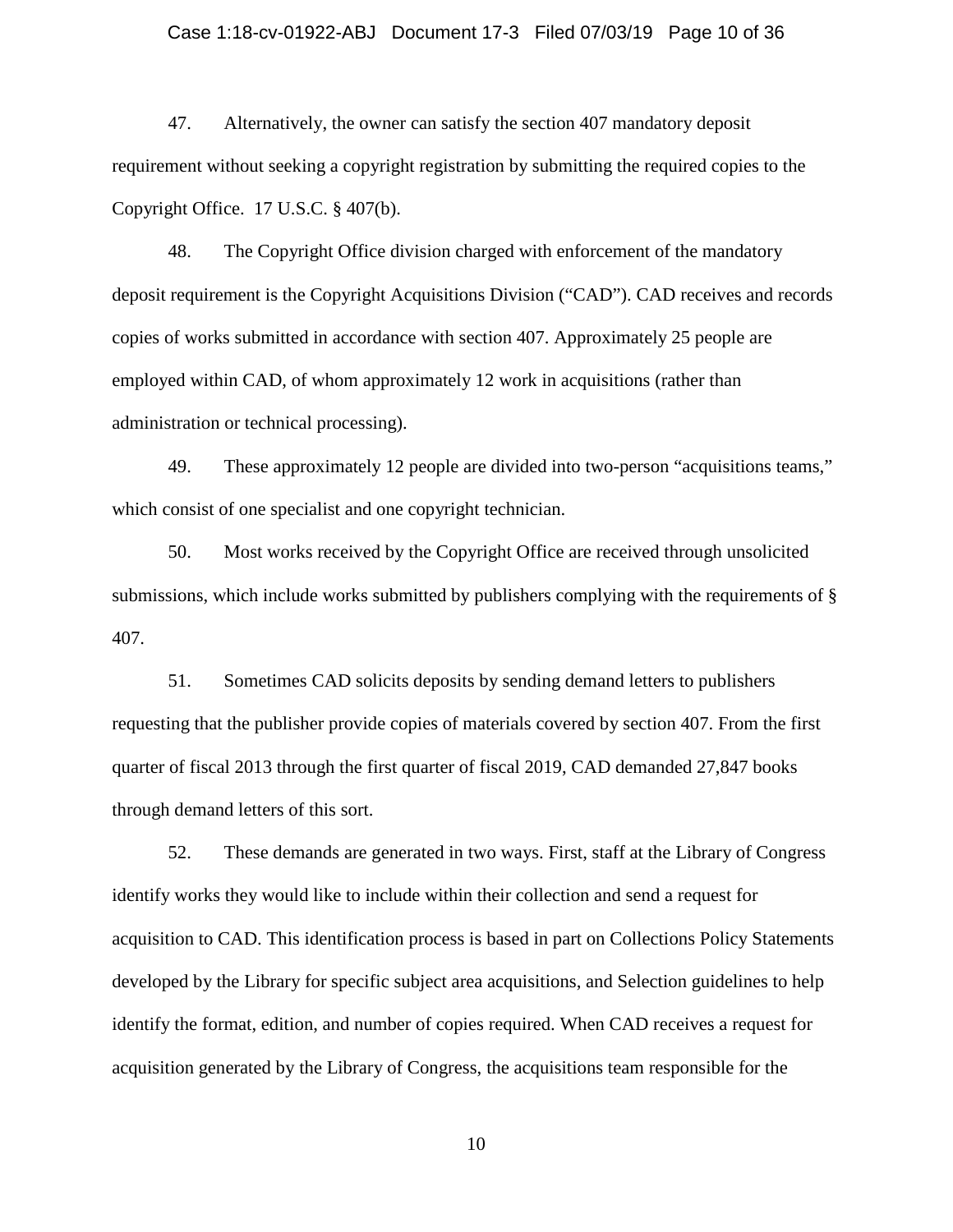47. Alternatively, the owner can satisfy the section 407 mandatory deposit requirement without seeking a copyright registration by submitting the required copies to the Copyright Office. 17 U.S.C. § 407(b).

48. The Copyright Office division charged with enforcement of the mandatory deposit requirement is the Copyright Acquisitions Division ("CAD"). CAD receives and records copies of works submitted in accordance with section 407. Approximately 25 people are employed within CAD, of whom approximately 12 work in acquisitions (rather than administration or technical processing).

49. These approximately 12 people are divided into two-person "acquisitions teams," which consist of one specialist and one copyright technician.

50. Most works received by the Copyright Office are received through unsolicited submissions, which include works submitted by publishers complying with the requirements of § 407.

51. Sometimes CAD solicits deposits by sending demand letters to publishers requesting that the publisher provide copies of materials covered by section 407. From the first quarter of fiscal 2013 through the first quarter of fiscal 2019, CAD demanded 27,847 books through demand letters of this sort.

52. These demands are generated in two ways. First, staff at the Library of Congress identify works they would like to include within their collection and send a request for acquisition to CAD. This identification process is based in part on Collections Policy Statements developed by the Library for specific subject area acquisitions, and Selection guidelines to help identify the format, edition, and number of copies required. When CAD receives a request for acquisition generated by the Library of Congress, the acquisitions team responsible for the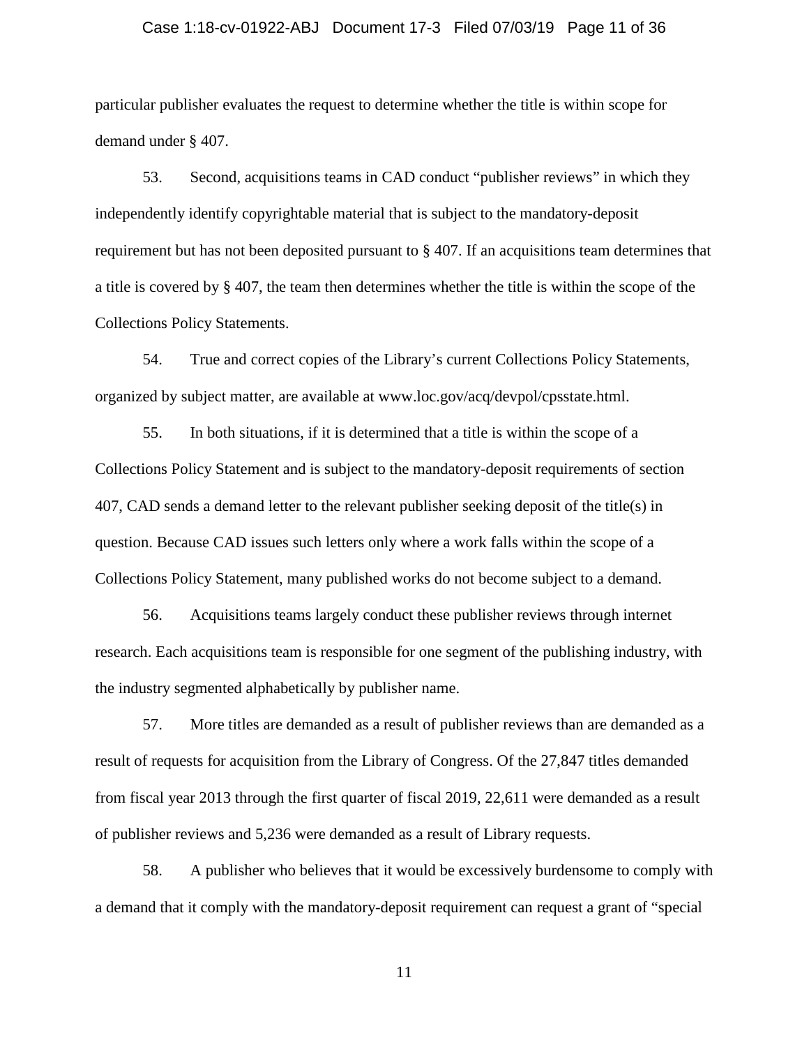particular publisher evaluates the request to determine whether the title is within scope for demand under § 407.

53. Second, acquisitions teams in CAD conduct "publisher reviews" in which they independently identify copyrightable material that is subject to the mandatory-deposit requirement but has not been deposited pursuant to § 407. If an acquisitions team determines that a title is covered by § 407, the team then determines whether the title is within the scope of the Collections Policy Statements.

54. True and correct copies of the Library's current Collections Policy Statements, organized by subject matter, are available at www.loc.gov/acq/devpol/cpsstate.html.

55. In both situations, if it is determined that a title is within the scope of a Collections Policy Statement and is subject to the mandatory-deposit requirements of section 407, CAD sends a demand letter to the relevant publisher seeking deposit of the title(s) in question. Because CAD issues such letters only where a work falls within the scope of a Collections Policy Statement, many published works do not become subject to a demand.

56. Acquisitions teams largely conduct these publisher reviews through internet research. Each acquisitions team is responsible for one segment of the publishing industry, with the industry segmented alphabetically by publisher name.

57. More titles are demanded as a result of publisher reviews than are demanded as a result of requests for acquisition from the Library of Congress. Of the 27,847 titles demanded from fiscal year 2013 through the first quarter of fiscal 2019, 22,611 were demanded as a result of publisher reviews and 5,236 were demanded as a result of Library requests.

58. A publisher who believes that it would be excessively burdensome to comply with a demand that it comply with the mandatory-deposit requirement can request a grant of "special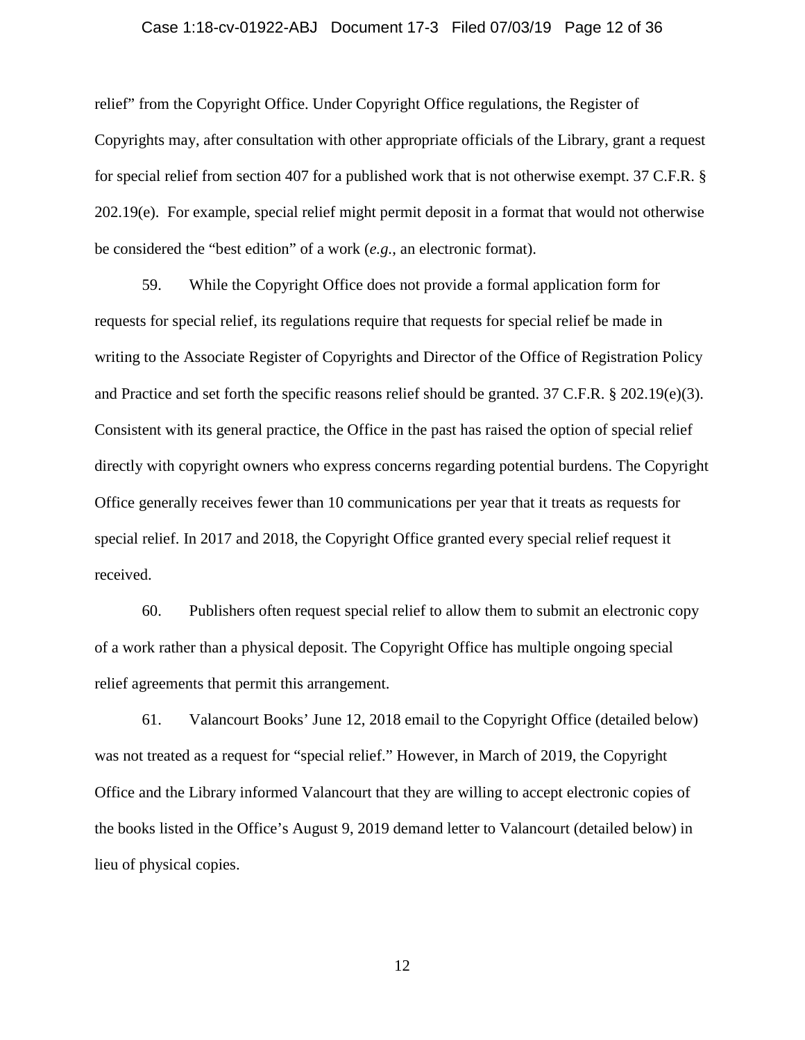relief" from the Copyright Office. Under Copyright Office regulations, the Register of Copyrights may, after consultation with other appropriate officials of the Library, grant a request for special relief from section 407 for a published work that is not otherwise exempt. 37 C.F.R. § 202.19(e). For example, special relief might permit deposit in a format that would not otherwise be considered the "best edition" of a work (*e.g.*, an electronic format).

59. While the Copyright Office does not provide a formal application form for requests for special relief, its regulations require that requests for special relief be made in writing to the Associate Register of Copyrights and Director of the Office of Registration Policy and Practice and set forth the specific reasons relief should be granted. 37 C.F.R. § 202.19(e)(3). Consistent with its general practice, the Office in the past has raised the option of special relief directly with copyright owners who express concerns regarding potential burdens. The Copyright Office generally receives fewer than 10 communications per year that it treats as requests for special relief. In 2017 and 2018, the Copyright Office granted every special relief request it received.

60. Publishers often request special relief to allow them to submit an electronic copy of a work rather than a physical deposit. The Copyright Office has multiple ongoing special relief agreements that permit this arrangement.

61. Valancourt Books' June 12, 2018 email to the Copyright Office (detailed below) was not treated as a request for "special relief." However, in March of 2019, the Copyright Office and the Library informed Valancourt that they are willing to accept electronic copies of the books listed in the Office's August 9, 2019 demand letter to Valancourt (detailed below) in lieu of physical copies.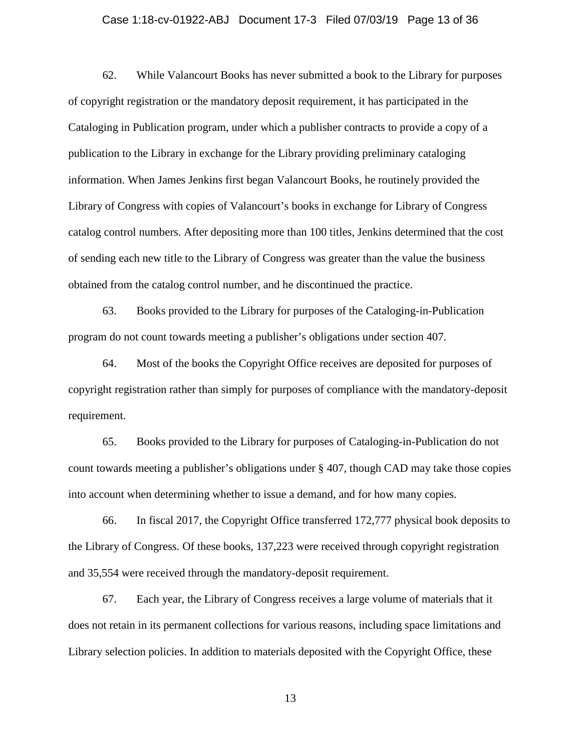62. While Valancourt Books has never submitted a book to the Library for purposes of copyright registration or the mandatory deposit requirement, it has participated in the Cataloging in Publication program, under which a publisher contracts to provide a copy of a publication to the Library in exchange for the Library providing preliminary cataloging information. When James Jenkins first began Valancourt Books, he routinely provided the Library of Congress with copies of Valancourt's books in exchange for Library of Congress catalog control numbers. After depositing more than 100 titles, Jenkins determined that the cost of sending each new title to the Library of Congress was greater than the value the business obtained from the catalog control number, and he discontinued the practice.

63. Books provided to the Library for purposes of the Cataloging-in-Publication program do not count towards meeting a publisher's obligations under section 407.

64. Most of the books the Copyright Office receives are deposited for purposes of copyright registration rather than simply for purposes of compliance with the mandatory-deposit requirement.

65. Books provided to the Library for purposes of Cataloging-in-Publication do not count towards meeting a publisher's obligations under § 407, though CAD may take those copies into account when determining whether to issue a demand, and for how many copies.

66. In fiscal 2017, the Copyright Office transferred 172,777 physical book deposits to the Library of Congress. Of these books, 137,223 were received through copyright registration and 35,554 were received through the mandatory-deposit requirement.

67. Each year, the Library of Congress receives a large volume of materials that it does not retain in its permanent collections for various reasons, including space limitations and Library selection policies. In addition to materials deposited with the Copyright Office, these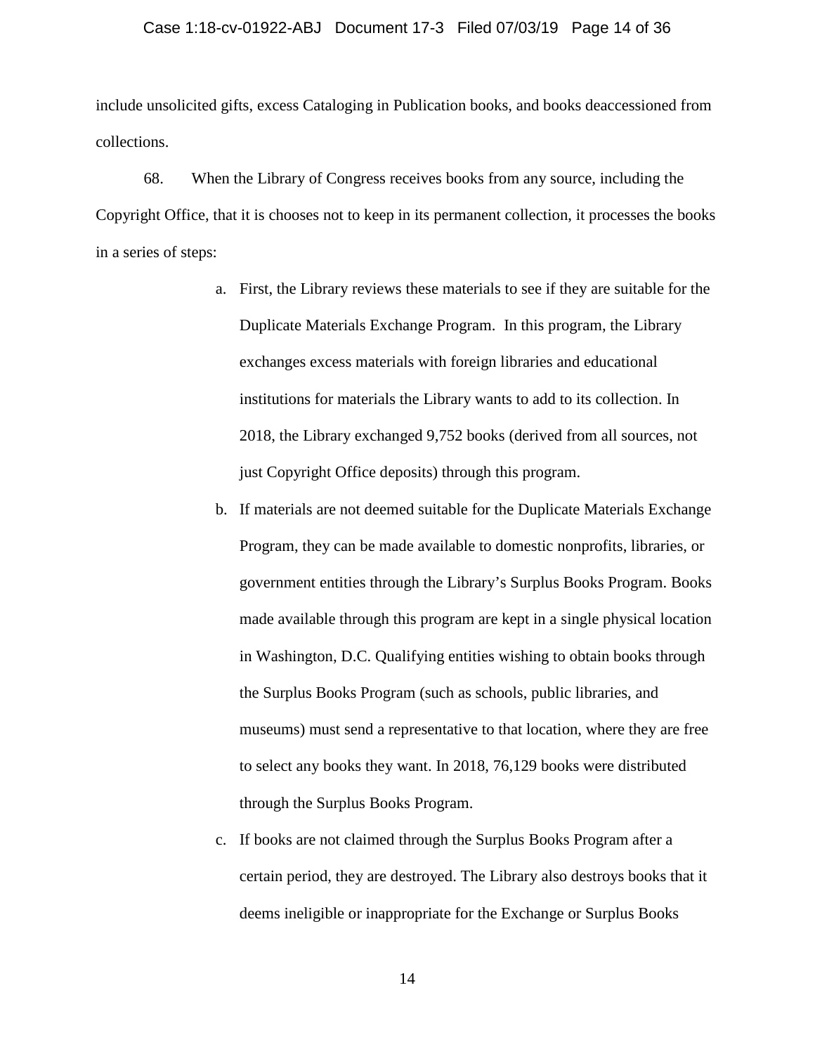include unsolicited gifts, excess Cataloging in Publication books, and books deaccessioned from collections.

68. When the Library of Congress receives books from any source, including the Copyright Office, that it is chooses not to keep in its permanent collection, it processes the books in a series of steps:

a. First, the Library reviews these materials to see if they are suitable for the Duplicate Materials Exchange Program. In this program, the Library exchanges excess materials with foreign libraries and educational institutions for materials the Library wants to add to its collection. In 2018, the Library exchanged 9,752 books (derived from all sources, not just Copyright Office deposits) through this program.

b. If materials are not deemed suitable for the Duplicate Materials Exchange Program, they can be made available to domestic nonprofits, libraries, or government entities through the Library's Surplus Books Program. Books made available through this program are kept in a single physical location in Washington, D.C. Qualifying entities wishing to obtain books through the Surplus Books Program (such as schools, public libraries, and museums) must send a representative to that location, where they are free to select any books they want. In 2018, 76,129 books were distributed through the Surplus Books Program.

c. If books are not claimed through the Surplus Books Program after a certain period, they are destroyed. The Library also destroys books that it deems ineligible or inappropriate for the Exchange or Surplus Books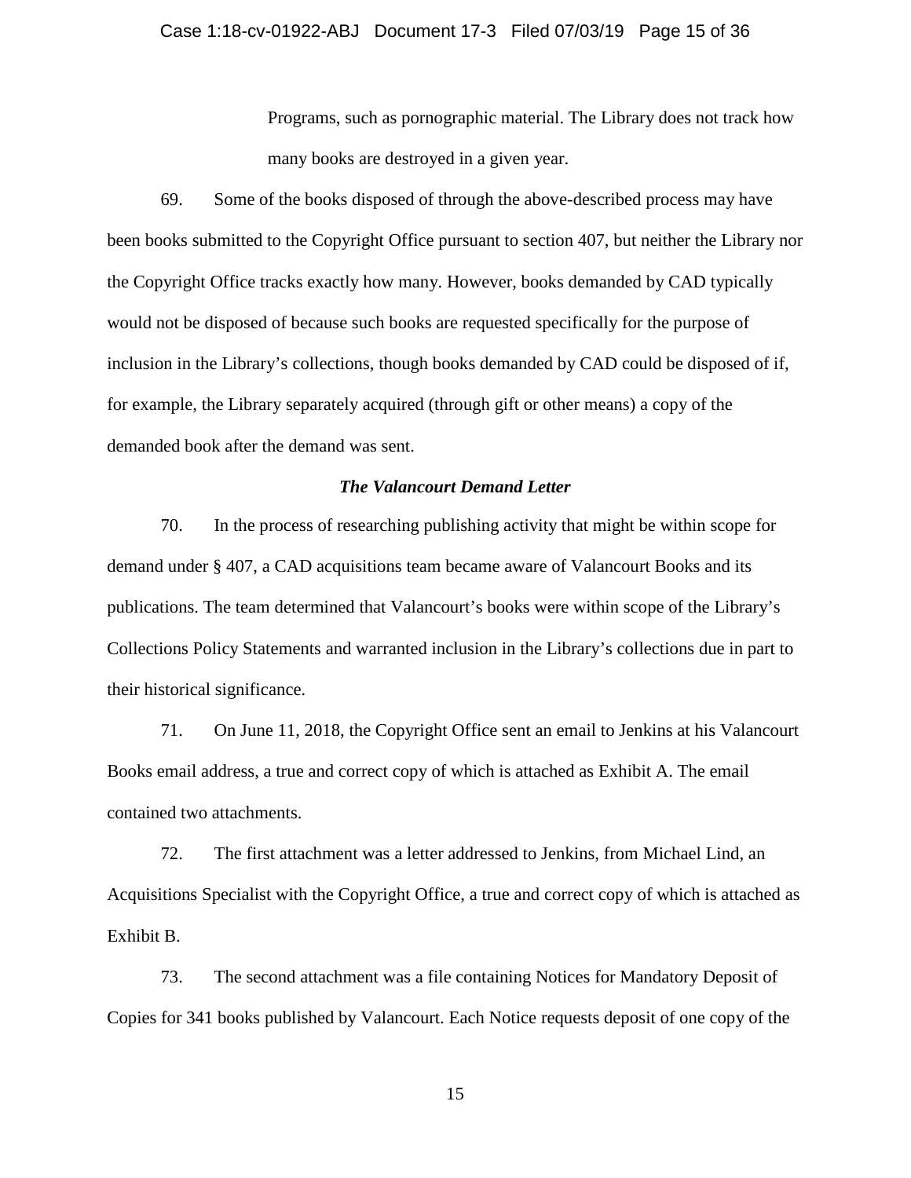Programs, such as pornographic material. The Library does not track how many books are destroyed in a given year.

69. Some of the books disposed of through the above-described process may have been books submitted to the Copyright Office pursuant to section 407, but neither the Library nor the Copyright Office tracks exactly how many. However, books demanded by CAD typically would not be disposed of because such books are requested specifically for the purpose of inclusion in the Library's collections, though books demanded by CAD could be disposed of if, for example, the Library separately acquired (through gift or other means) a copy of the demanded book after the demand was sent.

***The Valancourt Demand Letter***

70. In the process of researching publishing activity that might be within scope for demand under § 407, a CAD acquisitions team became aware of Valancourt Books and its publications. The team determined that Valancourt's books were within scope of the Library's Collections Policy Statements and warranted inclusion in the Library's collections due in part to their historical significance.

71. On June 11, 2018, the Copyright Office sent an email to Jenkins at his Valancourt Books email address, a true and correct copy of which is attached as Exhibit A. The email contained two attachments.

72. The first attachment was a letter addressed to Jenkins, from Michael Lind, an Acquisitions Specialist with the Copyright Office, a true and correct copy of which is attached as Exhibit B.

73. The second attachment was a file containing Notices for Mandatory Deposit of Copies for 341 books published by Valancourt. Each Notice requests deposit of one copy of the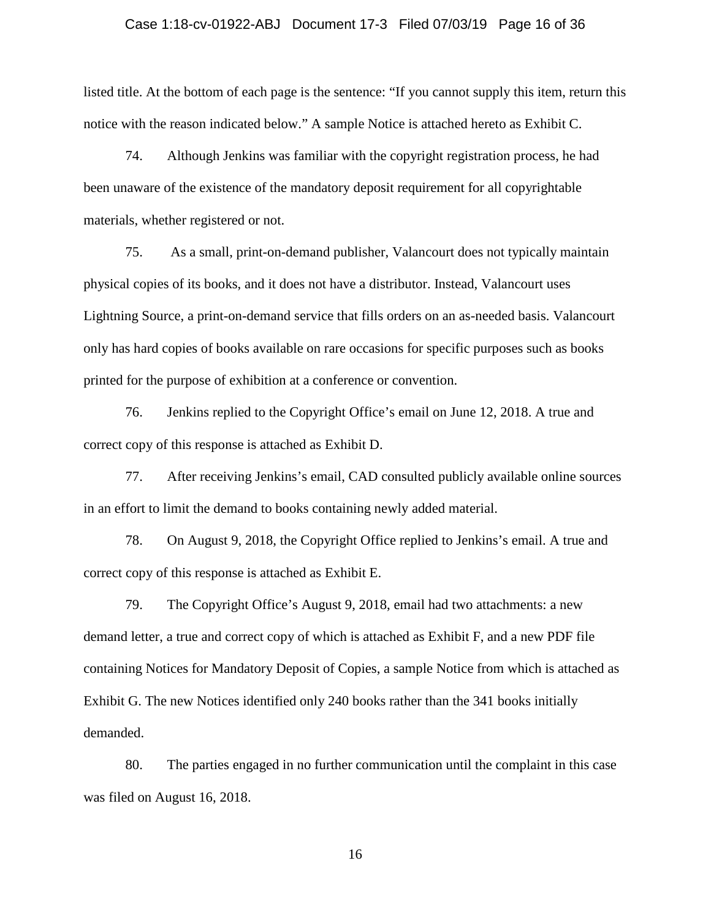listed title. At the bottom of each page is the sentence: "If you cannot supply this item, return this notice with the reason indicated below." A sample Notice is attached hereto as Exhibit C.

74. Although Jenkins was familiar with the copyright registration process, he had been unaware of the existence of the mandatory deposit requirement for all copyrightable materials, whether registered or not.

75. As a small, print-on-demand publisher, Valancourt does not typically maintain physical copies of its books, and it does not have a distributor. Instead, Valancourt uses Lightning Source, a print-on-demand service that fills orders on an as-needed basis. Valancourt only has hard copies of books available on rare occasions for specific purposes such as books printed for the purpose of exhibition at a conference or convention.

76. Jenkins replied to the Copyright Office's email on June 12, 2018. A true and correct copy of this response is attached as Exhibit D.

77. After receiving Jenkins's email, CAD consulted publicly available online sources in an effort to limit the demand to books containing newly added material.

78. On August 9, 2018, the Copyright Office replied to Jenkins's email. A true and correct copy of this response is attached as Exhibit E.

79. The Copyright Office's August 9, 2018, email had two attachments: a new demand letter, a true and correct copy of which is attached as Exhibit F, and a new PDF file containing Notices for Mandatory Deposit of Copies, a sample Notice from which is attached as Exhibit G. The new Notices identified only 240 books rather than the 341 books initially demanded.

80. The parties engaged in no further communication until the complaint in this case was filed on August 16, 2018.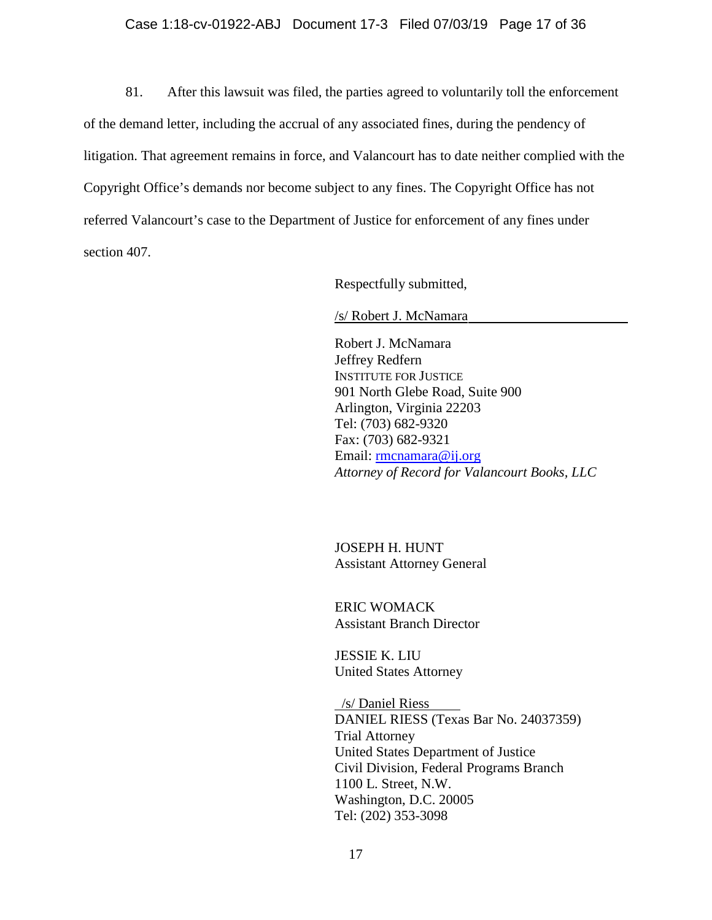81. After this lawsuit was filed, the parties agreed to voluntarily toll the enforcement of the demand letter, including the accrual of any associated fines, during the pendency of litigation. That agreement remains in force, and Valancourt has to date neither complied with the Copyright Office's demands nor become subject to any fines. The Copyright Office has not referred Valancourt's case to the Department of Justice for enforcement of any fines under section 407.

Respectfully submitted,

/s/ Robert J. McNamara

Robert J. McNamara
Jeffrey Redfern
INSTITUTE FOR JUSTICE
901 North Glebe Road, Suite 900
Arlington, Virginia 22203
Tel: (703) 682-9320
Fax: (703) 682-9321
Email: rmcnamara@ij.org
*Attorney of Record for Valancourt Books, LLC*

JOSEPH H. HUNT
Assistant Attorney General

ERIC WOMACK
Assistant Branch Director

JESSIE K. LIU
United States Attorney

/s/ Daniel Riess
DANIEL RIESS (Texas Bar No. 24037359)
Trial Attorney
United States Department of Justice
Civil Division, Federal Programs Branch
1100 L. Street, N.W.
Washington, D.C. 20005
Tel: (202) 353-3098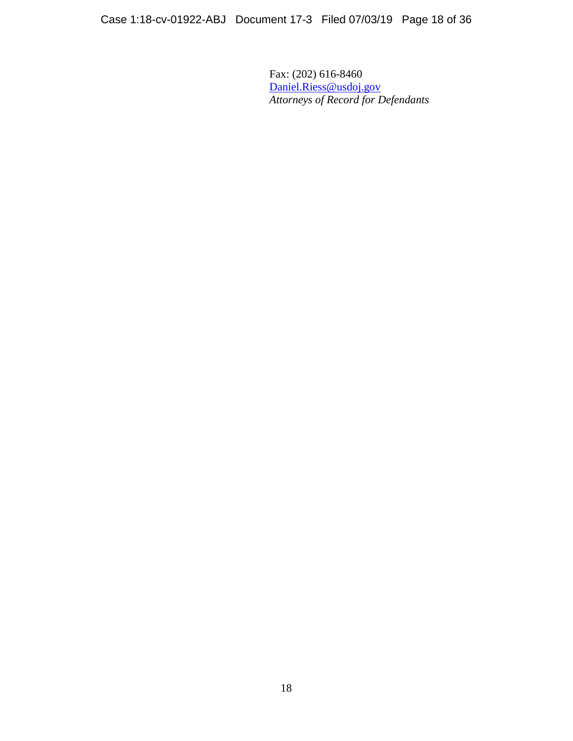Fax: (202) 616-8460
Daniel.Riess@usdoj.gov
*Attorneys of Record for Defendants*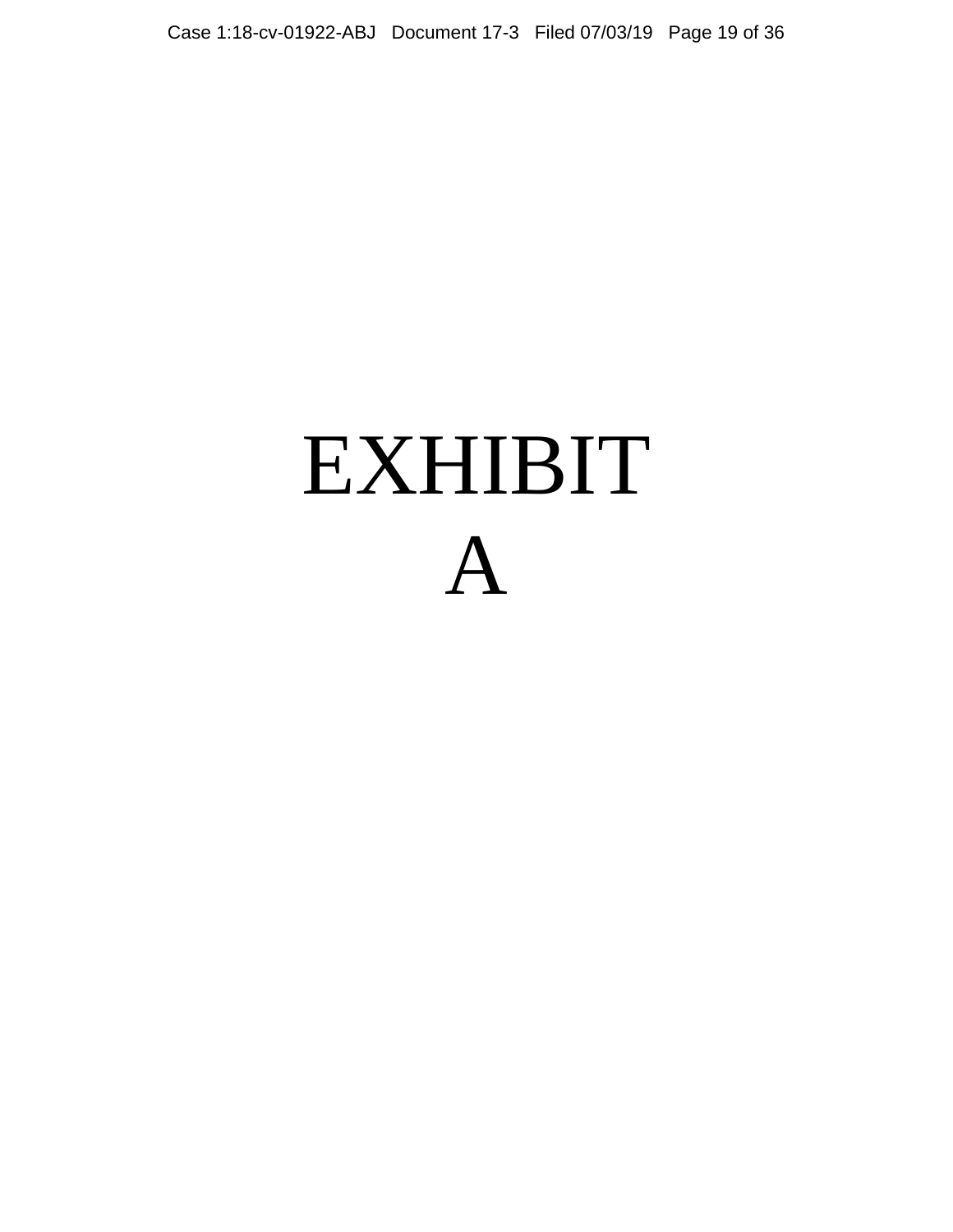# EXHIBIT A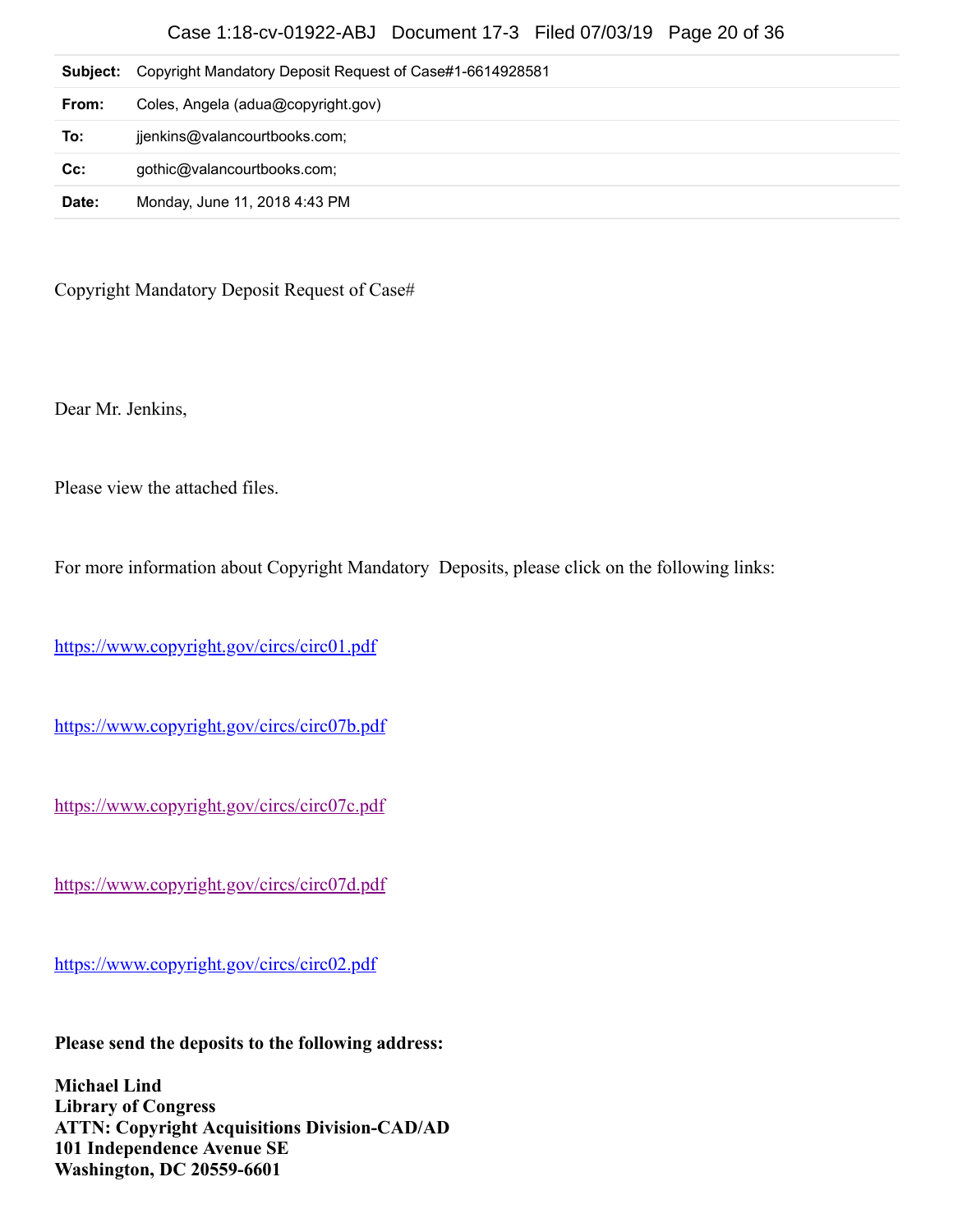| | |
|---|---|
| **Subject:** | Copyright Mandatory Deposit Request of Case#1-6614928581 |
| **From:** | Coles, Angela (adua@copyright.gov) |
| **To:** | jjenkins@valancourtbooks.com; |
| **Cc:** | gothic@valancourtbooks.com; |
| **Date:** | Monday, June 11, 2018 4:43 PM |

Copyright Mandatory Deposit Request of Case#

Dear Mr. Jenkins,

Please view the attached files.

For more information about Copyright Mandatory Deposits, please click on the following links:

https://www.copyright.gov/circs/circ01.pdf

https://www.copyright.gov/circs/circ07b.pdf

https://www.copyright.gov/circs/circ07c.pdf

https://www.copyright.gov/circs/circ07d.pdf

https://www.copyright.gov/circs/circ02.pdf

**Please send the deposits to the following address:**

**Michael Lind**
**Library of Congress**
**ATTN: Copyright Acquisitions Division-CAD/AD**
**101 Independence Avenue SE**
**Washington, DC 20559-6601**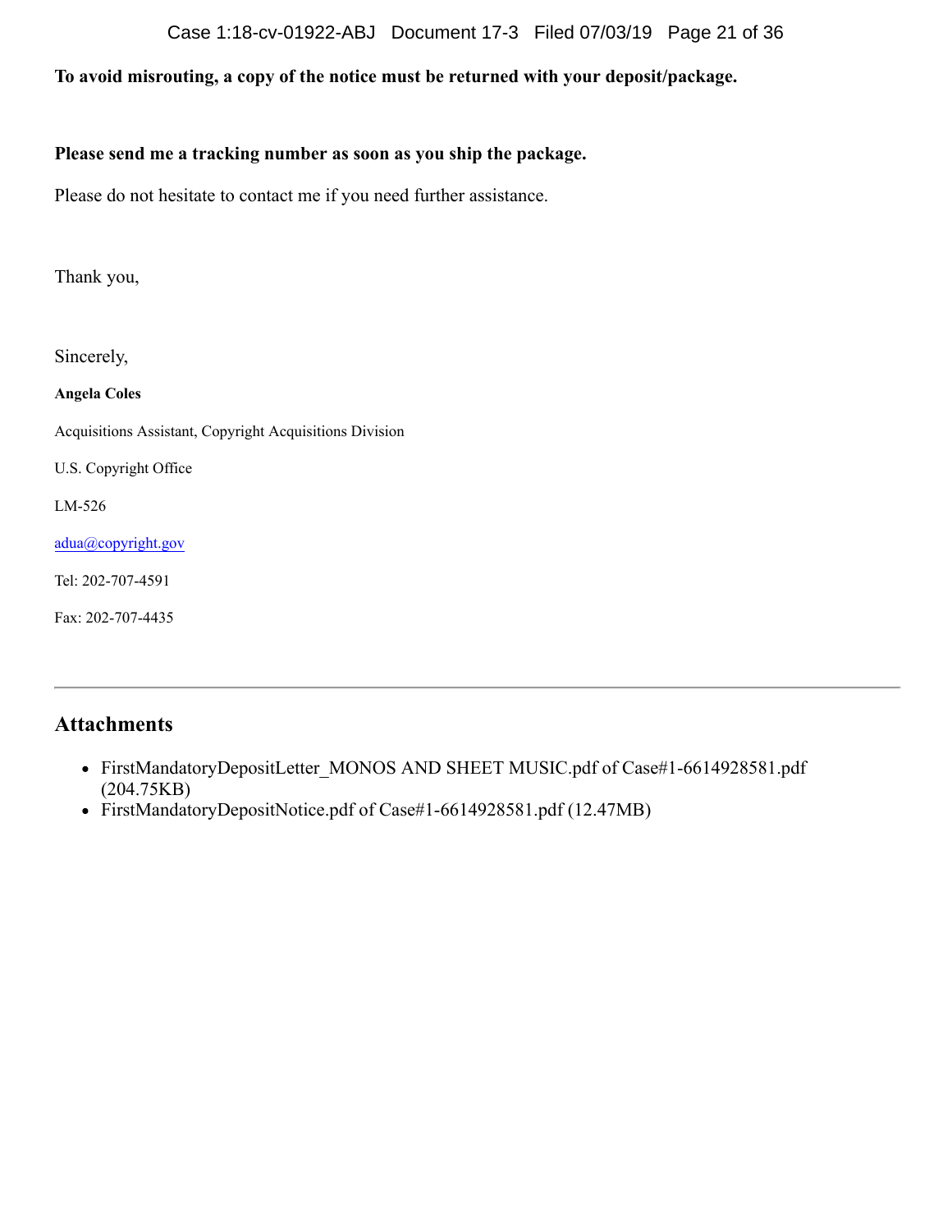**To avoid misrouting, a copy of the notice must be returned with your deposit/package.**

**Please send me a tracking number as soon as you ship the package.**

Please do not hesitate to contact me if you need further assistance.

Thank you,

Sincerely,

**Angela Coles**

Acquisitions Assistant, Copyright Acquisitions Division

U.S. Copyright Office

LM-526

adua@copyright.gov

Tel: 202-707-4591

Fax: 202-707-4435

---

## Attachments

- FirstMandatoryDepositLetter_MONOS AND SHEET MUSIC.pdf of Case#1-6614928581.pdf (204.75KB)
- FirstMandatoryDepositNotice.pdf of Case#1-6614928581.pdf (12.47MB)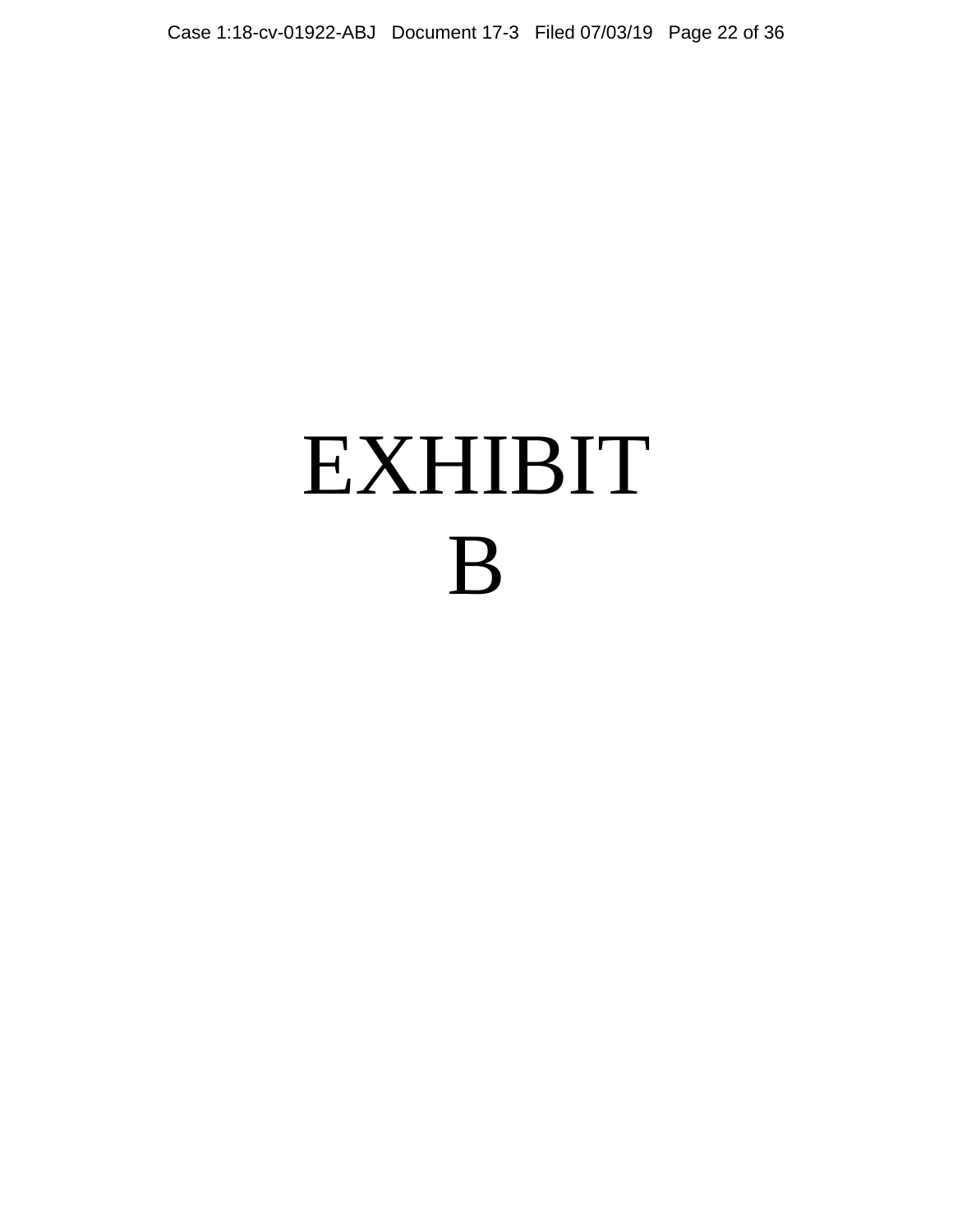# EXHIBIT B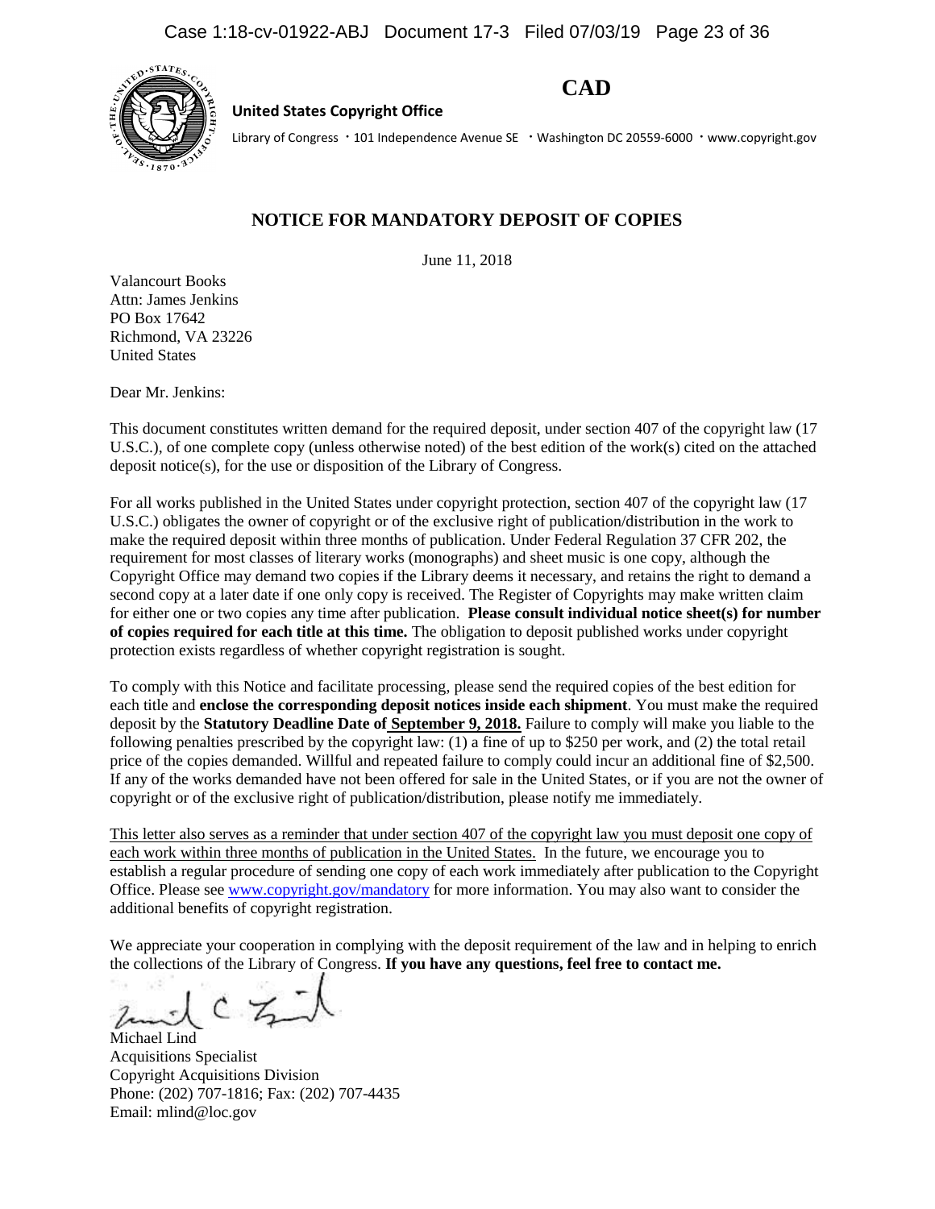**CAD**

**United States Copyright Office**

Library of Congress · 101 Independence Avenue SE · Washington DC 20559-6000 · www.copyright.gov

## NOTICE FOR MANDATORY DEPOSIT OF COPIES

June 11, 2018

Valancourt Books
Attn: James Jenkins
PO Box 17642
Richmond, VA 23226
United States

Dear Mr. Jenkins:

This document constitutes written demand for the required deposit, under section 407 of the copyright law (17 U.S.C.), of one complete copy (unless otherwise noted) of the best edition of the work(s) cited on the attached deposit notice(s), for the use or disposition of the Library of Congress.

For all works published in the United States under copyright protection, section 407 of the copyright law (17 U.S.C.) obligates the owner of copyright or of the exclusive right of publication/distribution in the work to make the required deposit within three months of publication. Under Federal Regulation 37 CFR 202, the requirement for most classes of literary works (monographs) and sheet music is one copy, although the Copyright Office may demand two copies if the Library deems it necessary, and retains the right to demand a second copy at a later date if one only copy is received. The Register of Copyrights may make written claim for either one or two copies any time after publication. **Please consult individual notice sheet(s) for number of copies required for each title at this time.** The obligation to deposit published works under copyright protection exists regardless of whether copyright registration is sought.

To comply with this Notice and facilitate processing, please send the required copies of the best edition for each title and **enclose the corresponding deposit notices inside each shipment**. You must make the required deposit by the **Statutory Deadline Date of September 9, 2018.** Failure to comply will make you liable to the following penalties prescribed by the copyright law: (1) a fine of up to $250 per work, and (2) the total retail price of the copies demanded. Willful and repeated failure to comply could incur an additional fine of $2,500. If any of the works demanded have not been offered for sale in the United States, or if you are not the owner of copyright or of the exclusive right of publication/distribution, please notify me immediately.

This letter also serves as a reminder that under section 407 of the copyright law you must deposit one copy of each work within three months of publication in the United States. In the future, we encourage you to establish a regular procedure of sending one copy of each work immediately after publication to the Copyright Office. Please see www.copyright.gov/mandatory for more information. You may also want to consider the additional benefits of copyright registration.

We appreciate your cooperation in complying with the deposit requirement of the law and in helping to enrich the collections of the Library of Congress. **If you have any questions, feel free to contact me.**

Michael Lind
Acquisitions Specialist
Copyright Acquisitions Division
Phone: (202) 707-1816; Fax: (202) 707-4435
Email: mlind@loc.gov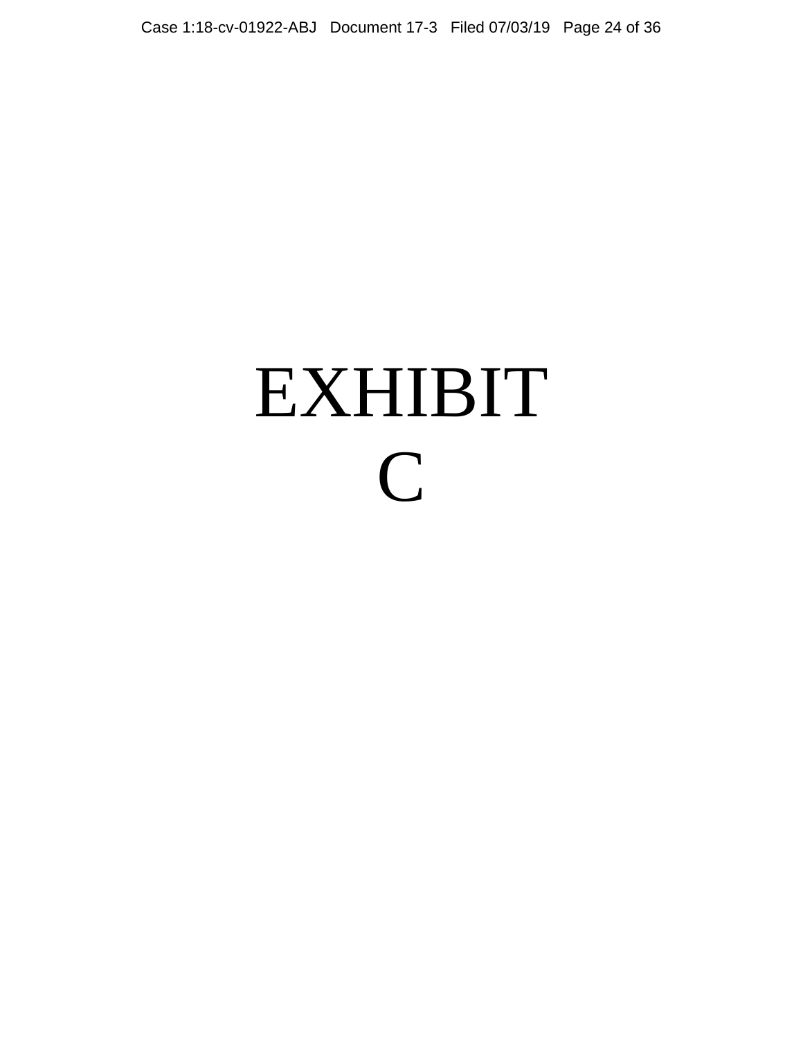# EXHIBIT C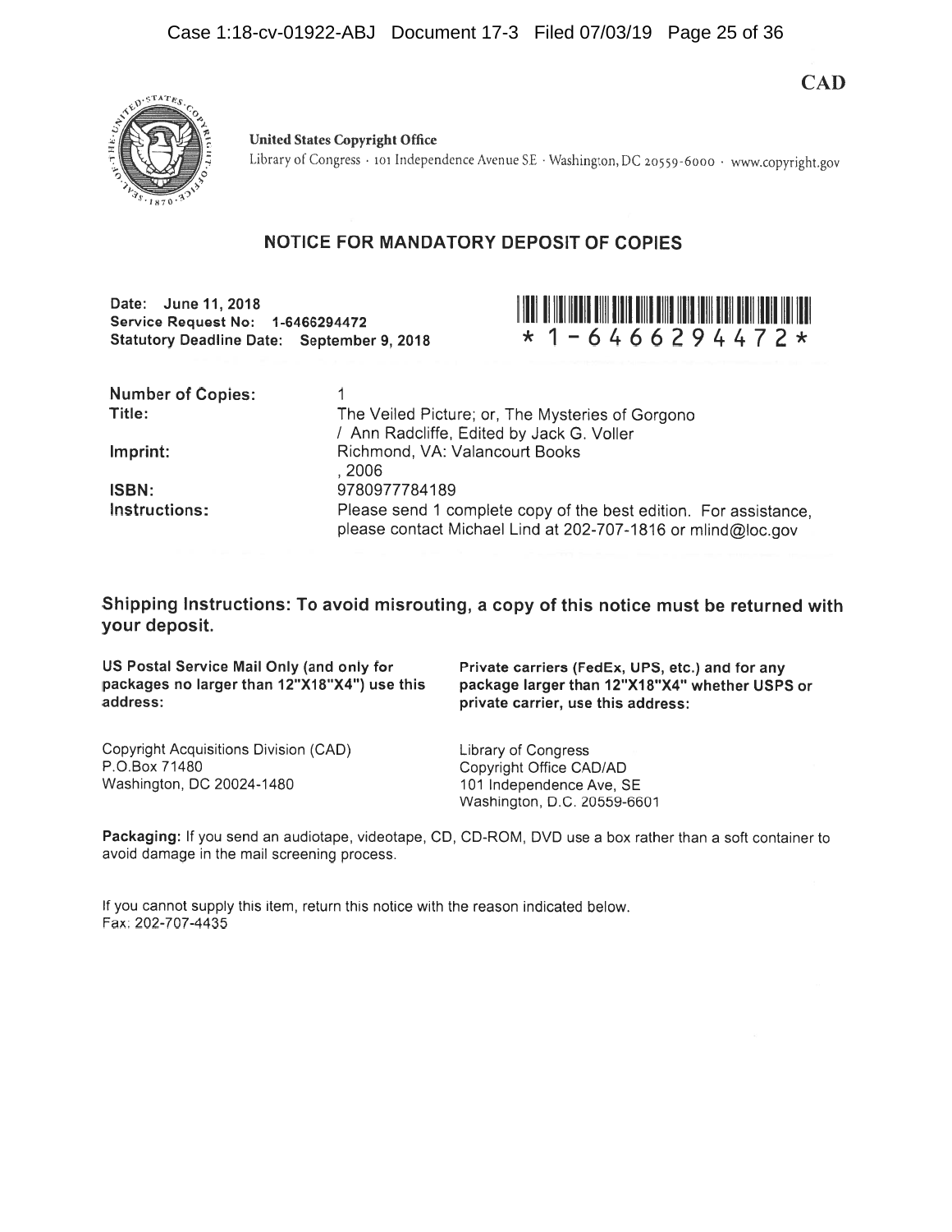**CAD**

**United States Copyright Office**
Library of Congress · 101 Independence Avenue SE · Washington, DC 20559-6000 · www.copyright.gov

## NOTICE FOR MANDATORY DEPOSIT OF COPIES

**Date: June 11, 2018**
**Service Request No: 1-6466294472**
**Statutory Deadline Date: September 9, 2018**

*1-6466294472*

| | |
|---|---|
| **Number of Copies:** | 1 |
| **Title:** | The Veiled Picture; or, The Mysteries of Gorgono / Ann Radcliffe, Edited by Jack G. Voller |
| **Imprint:** | Richmond, VA: Valancourt Books , 2006 |
| **ISBN:** | 9780977784189 |
| **Instructions:** | Please send 1 complete copy of the best edition. For assistance, please contact Michael Lind at 202-707-1816 or mlind@loc.gov |

**Shipping Instructions: To avoid misrouting, a copy of this notice must be returned with your deposit.**

**US Postal Service Mail Only (and only for packages no larger than 12"X18"X4") use this address:**

Copyright Acquisitions Division (CAD)
P.O.Box 71480
Washington, DC 20024-1480

**Private carriers (FedEx, UPS, etc.) and for any package larger than 12"X18"X4" whether USPS or private carrier, use this address:**

Library of Congress
Copyright Office CAD/AD
101 Independence Ave, SE
Washington, D.C. 20559-6601

**Packaging:** If you send an audiotape, videotape, CD, CD-ROM, DVD use a box rather than a soft container to avoid damage in the mail screening process.

If you cannot supply this item, return this notice with the reason indicated below.
Fax: 202-707-4435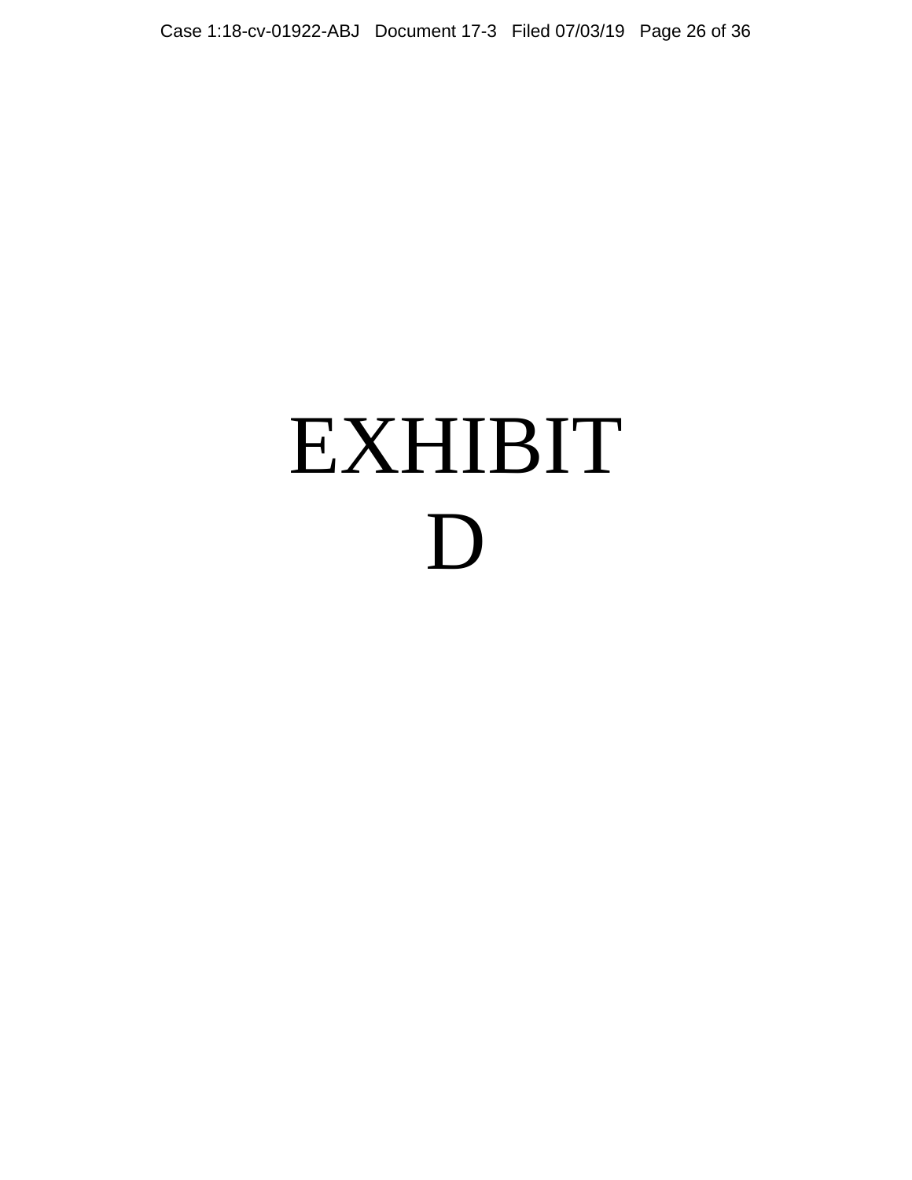# EXHIBIT D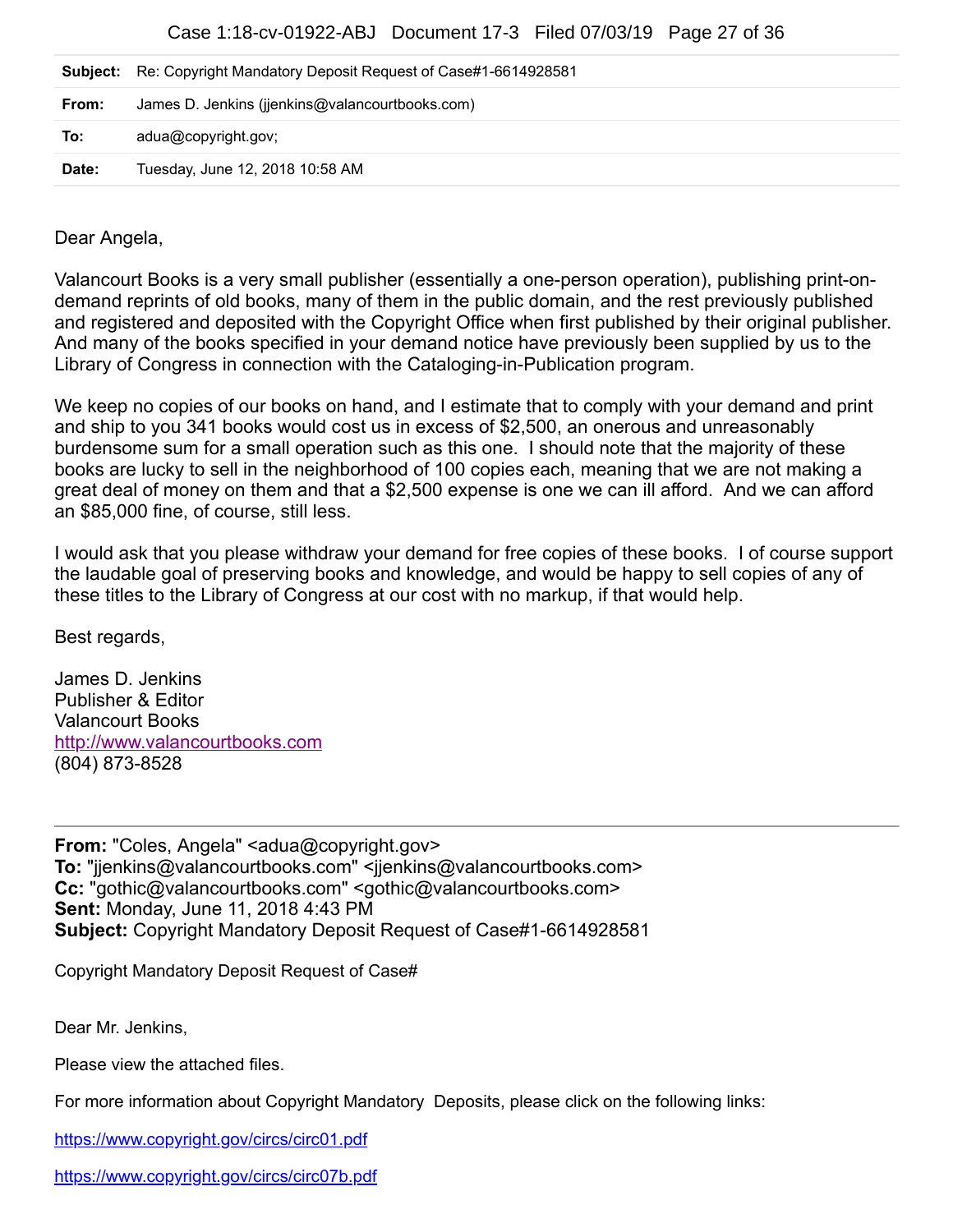| | |
|---|---|
| **Subject:** | Re: Copyright Mandatory Deposit Request of Case#1-6614928581 |
| **From:** | James D. Jenkins (jjenkins@valancourtbooks.com) |
| **To:** | adua@copyright.gov; |
| **Date:** | Tuesday, June 12, 2018 10:58 AM |

Dear Angela,

Valancourt Books is a very small publisher (essentially a one-person operation), publishing print-on-demand reprints of old books, many of them in the public domain, and the rest previously published and registered and deposited with the Copyright Office when first published by their original publisher. And many of the books specified in your demand notice have previously been supplied by us to the Library of Congress in connection with the Cataloging-in-Publication program.

We keep no copies of our books on hand, and I estimate that to comply with your demand and print and ship to you 341 books would cost us in excess of $2,500, an onerous and unreasonably burdensome sum for a small operation such as this one. I should note that the majority of these books are lucky to sell in the neighborhood of 100 copies each, meaning that we are not making a great deal of money on them and that a $2,500 expense is one we can ill afford. And we can afford an $85,000 fine, of course, still less.

I would ask that you please withdraw your demand for free copies of these books. I of course support the laudable goal of preserving books and knowledge, and would be happy to sell copies of any of these titles to the Library of Congress at our cost with no markup, if that would help.

Best regards,

James D. Jenkins
Publisher & Editor
Valancourt Books
http://www.valancourtbooks.com
(804) 873-8528

---

**From:** "Coles, Angela" <adua@copyright.gov>
**To:** "jjenkins@valancourtbooks.com" <jjenkins@valancourtbooks.com>
**Cc:** "gothic@valancourtbooks.com" <gothic@valancourtbooks.com>
**Sent:** Monday, June 11, 2018 4:43 PM
**Subject:** Copyright Mandatory Deposit Request of Case#1-6614928581

Copyright Mandatory Deposit Request of Case#

Dear Mr. Jenkins,

Please view the attached files.

For more information about Copyright Mandatory Deposits, please click on the following links:

https://www.copyright.gov/circs/circ01.pdf

https://www.copyright.gov/circs/circ07b.pdf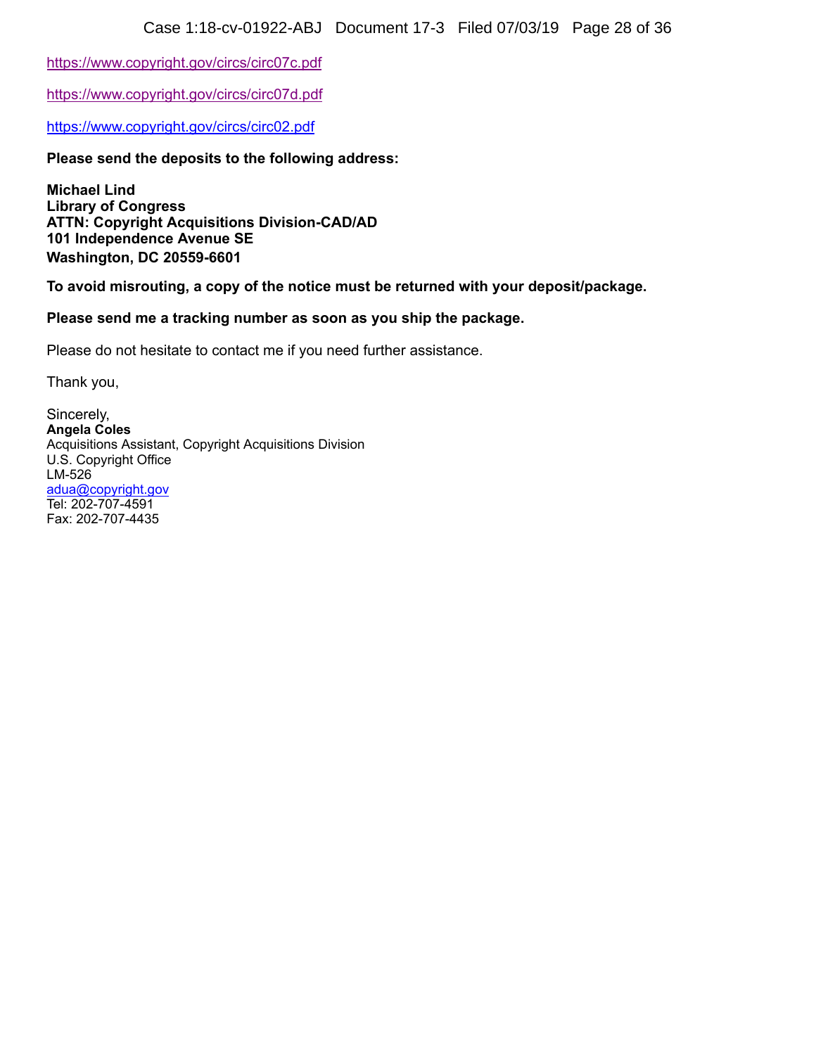https://www.copyright.gov/circs/circ07c.pdf

https://www.copyright.gov/circs/circ07d.pdf

https://www.copyright.gov/circs/circ02.pdf

**Please send the deposits to the following address:**

**Michael Lind**
**Library of Congress**
**ATTN: Copyright Acquisitions Division-CAD/AD**
**101 Independence Avenue SE**
**Washington, DC 20559-6601**

**To avoid misrouting, a copy of the notice must be returned with your deposit/package.**

**Please send me a tracking number as soon as you ship the package.**

Please do not hesitate to contact me if you need further assistance.

Thank you,

Sincerely,
**Angela Coles**
Acquisitions Assistant, Copyright Acquisitions Division
U.S. Copyright Office
LM-526
adua@copyright.gov
Tel: 202-707-4591
Fax: 202-707-4435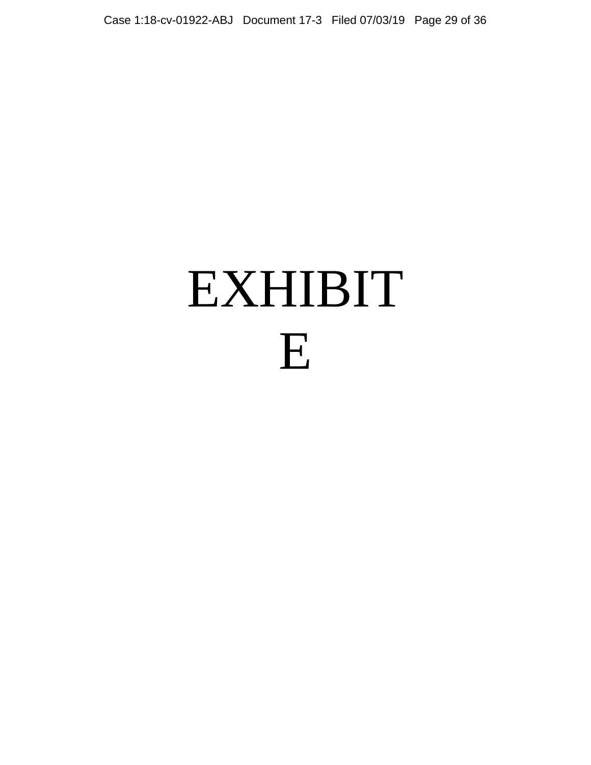# EXHIBIT E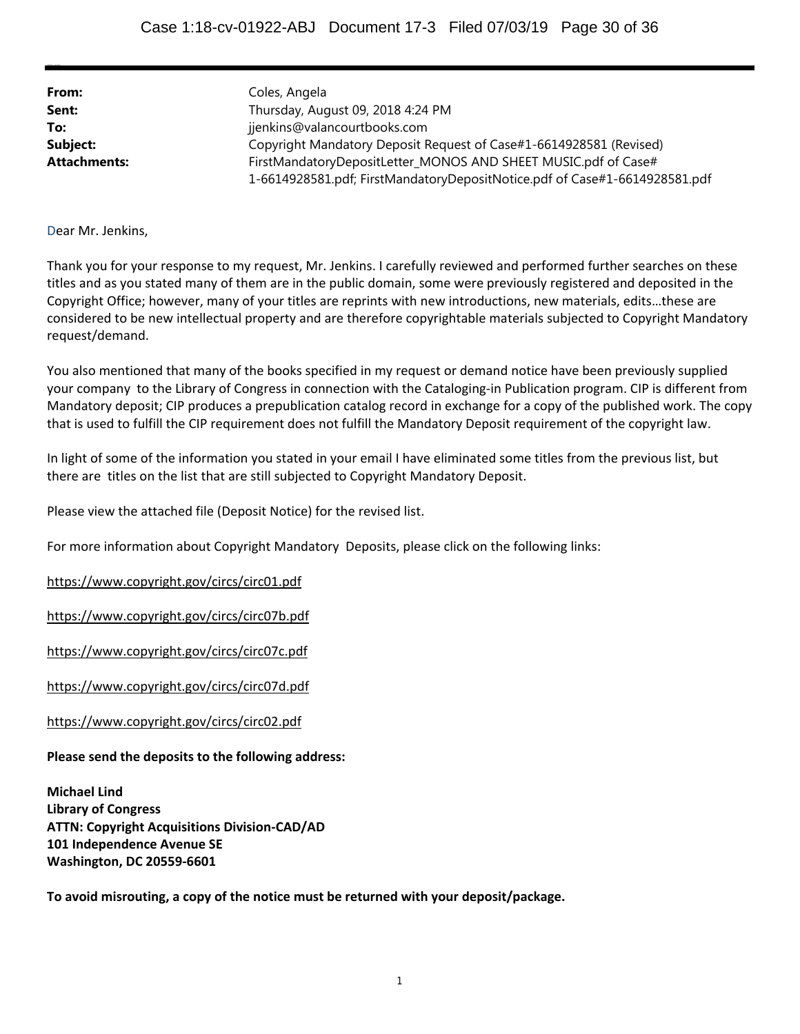| | |
|---|---|
| **From:** | Coles, Angela |
| **Sent:** | Thursday, August 09, 2018 4:24 PM |
| **To:** | jjenkins@valancourtbooks.com |
| **Subject:** | Copyright Mandatory Deposit Request of Case#1-6614928581 (Revised) |
| **Attachments:** | FirstMandatoryDepositLetter_MONOS AND SHEET MUSIC.pdf of Case# 1-6614928581.pdf; FirstMandatoryDepositNotice.pdf of Case#1-6614928581.pdf |

Dear Mr. Jenkins,

Thank you for your response to my request, Mr. Jenkins. I carefully reviewed and performed further searches on these titles and as you stated many of them are in the public domain, some were previously registered and deposited in the Copyright Office; however, many of your titles are reprints with new introductions, new materials, edits…these are considered to be new intellectual property and are therefore copyrightable materials subjected to Copyright Mandatory request/demand.

You also mentioned that many of the books specified in my request or demand notice have been previously supplied your company to the Library of Congress in connection with the Cataloging-in Publication program. CIP is different from Mandatory deposit; CIP produces a prepublication catalog record in exchange for a copy of the published work. The copy that is used to fulfill the CIP requirement does not fulfill the Mandatory Deposit requirement of the copyright law.

In light of some of the information you stated in your email I have eliminated some titles from the previous list, but there are titles on the list that are still subjected to Copyright Mandatory Deposit.

Please view the attached file (Deposit Notice) for the revised list.

For more information about Copyright Mandatory Deposits, please click on the following links:

https://www.copyright.gov/circs/circ01.pdf

https://www.copyright.gov/circs/circ07b.pdf

https://www.copyright.gov/circs/circ07c.pdf

https://www.copyright.gov/circs/circ07d.pdf

https://www.copyright.gov/circs/circ02.pdf

**Please send the deposits to the following address:**

**Michael Lind**
**Library of Congress**
**ATTN: Copyright Acquisitions Division-CAD/AD**
**101 Independence Avenue SE**
**Washington, DC 20559-6601**

**To avoid misrouting, a copy of the notice must be returned with your deposit/package.**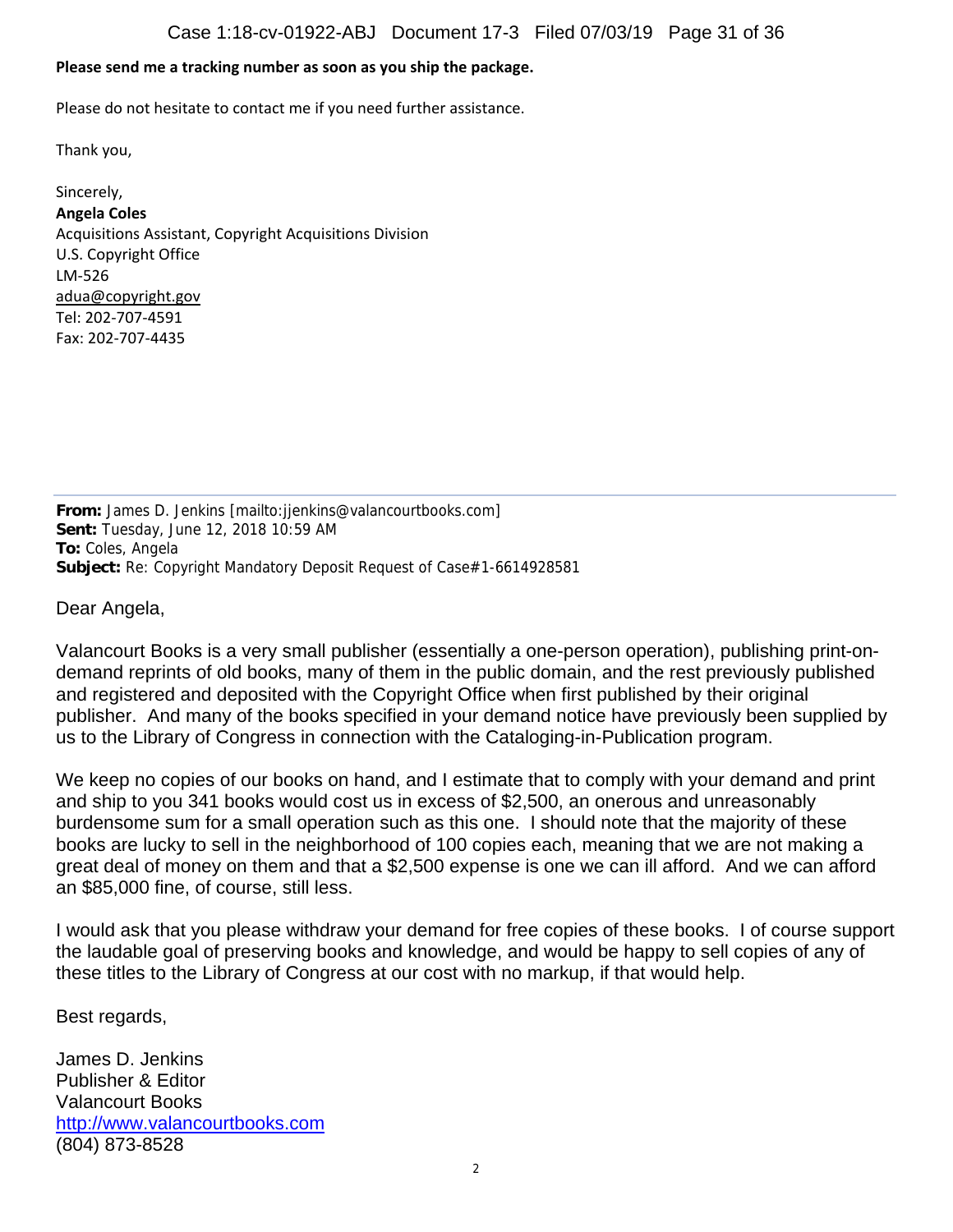**Please send me a tracking number as soon as you ship the package.**

Please do not hesitate to contact me if you need further assistance.

Thank you,

Sincerely,
**Angela Coles**
Acquisitions Assistant, Copyright Acquisitions Division
U.S. Copyright Office
LM-526
adua@copyright.gov
Tel: 202-707-4591
Fax: 202-707-4435

---

**From:** James D. Jenkins [mailto:jjenkins@valancourtbooks.com]
**Sent:** Tuesday, June 12, 2018 10:59 AM
**To:** Coles, Angela
**Subject:** Re: Copyright Mandatory Deposit Request of Case#1-6614928581

Dear Angela,

Valancourt Books is a very small publisher (essentially a one-person operation), publishing print-on-demand reprints of old books, many of them in the public domain, and the rest previously published and registered and deposited with the Copyright Office when first published by their original publisher. And many of the books specified in your demand notice have previously been supplied by us to the Library of Congress in connection with the Cataloging-in-Publication program.

We keep no copies of our books on hand, and I estimate that to comply with your demand and print and ship to you 341 books would cost us in excess of $2,500, an onerous and unreasonably burdensome sum for a small operation such as this one. I should note that the majority of these books are lucky to sell in the neighborhood of 100 copies each, meaning that we are not making a great deal of money on them and that a $2,500 expense is one we can ill afford. And we can afford an $85,000 fine, of course, still less.

I would ask that you please withdraw your demand for free copies of these books. I of course support the laudable goal of preserving books and knowledge, and would be happy to sell copies of any of these titles to the Library of Congress at our cost with no markup, if that would help.

Best regards,

James D. Jenkins
Publisher & Editor
Valancourt Books
http://www.valancourtbooks.com
(804) 873-8528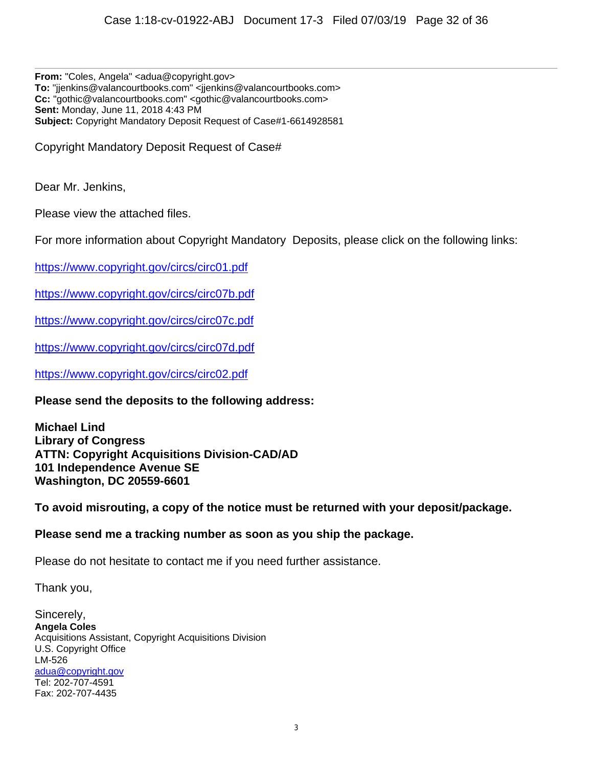**From:** "Coles, Angela" <adua@copyright.gov>
**To:** "jjenkins@valancourtbooks.com" <jjenkins@valancourtbooks.com>
**Cc:** "gothic@valancourtbooks.com" <gothic@valancourtbooks.com>
**Sent:** Monday, June 11, 2018 4:43 PM
**Subject:** Copyright Mandatory Deposit Request of Case#1-6614928581

Copyright Mandatory Deposit Request of Case#

Dear Mr. Jenkins,

Please view the attached files.

For more information about Copyright Mandatory  Deposits, please click on the following links:

https://www.copyright.gov/circs/circ01.pdf

https://www.copyright.gov/circs/circ07b.pdf

https://www.copyright.gov/circs/circ07c.pdf

https://www.copyright.gov/circs/circ07d.pdf

https://www.copyright.gov/circs/circ02.pdf

**Please send the deposits to the following address:**

**Michael Lind**
**Library of Congress**
**ATTN: Copyright Acquisitions Division-CAD/AD**
**101 Independence Avenue SE**
**Washington, DC 20559-6601**

**To avoid misrouting, a copy of the notice must be returned with your deposit/package.**

**Please send me a tracking number as soon as you ship the package.**

Please do not hesitate to contact me if you need further assistance.

Thank you,

Sincerely,
**Angela Coles**
Acquisitions Assistant, Copyright Acquisitions Division
U.S. Copyright Office
LM-526
adua@copyright.gov
Tel: 202-707-4591
Fax: 202-707-4435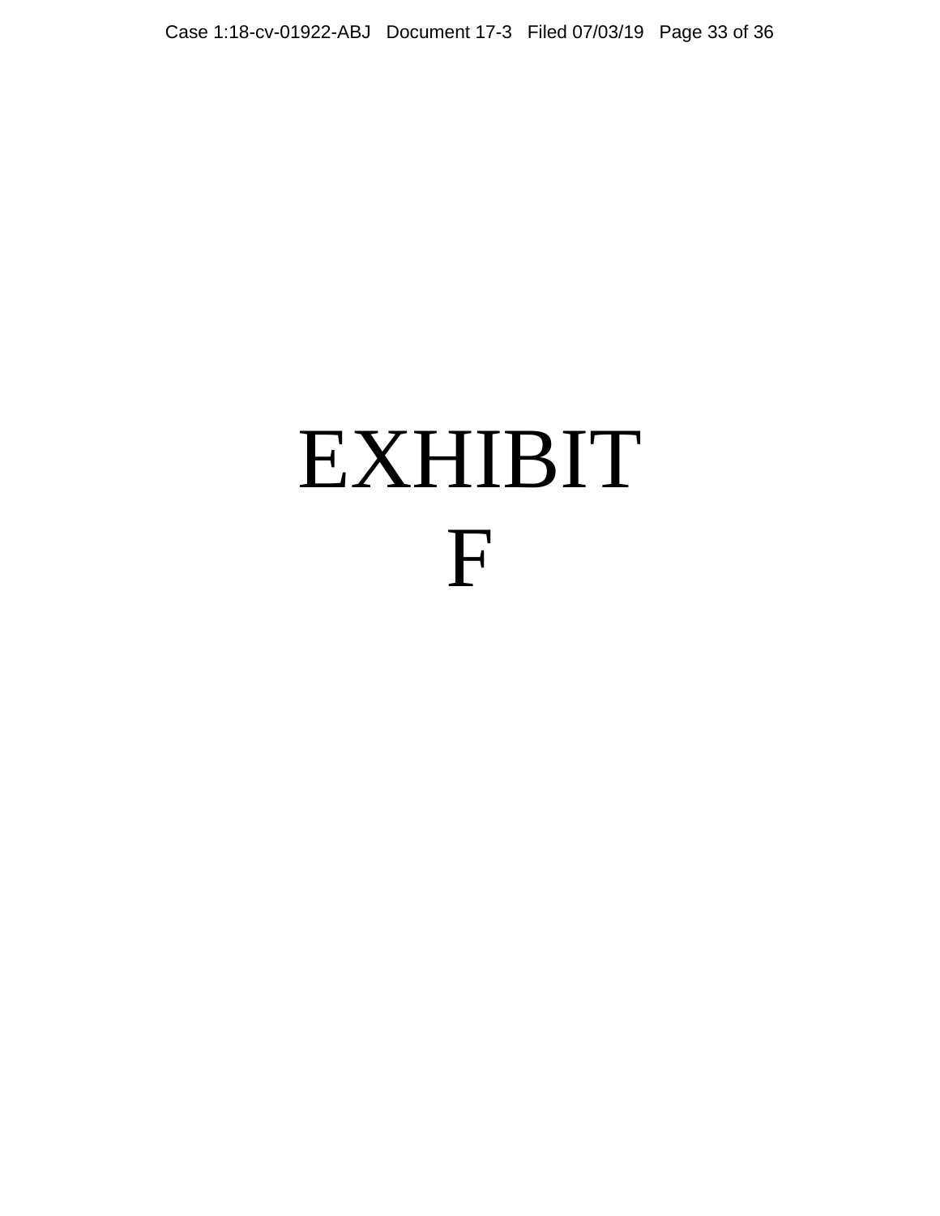# EXHIBIT F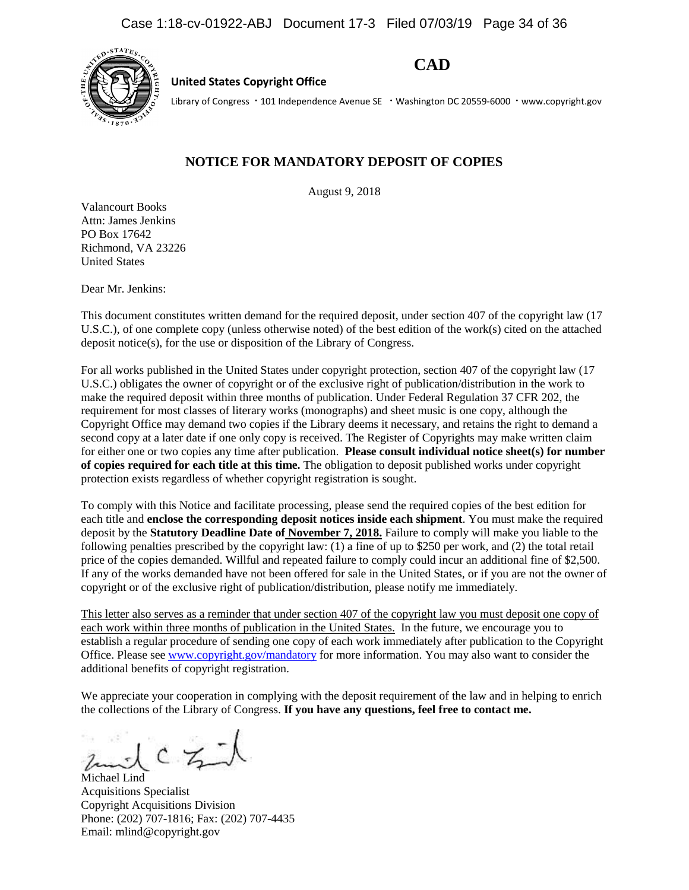# CAD

**United States Copyright Office**

Library of Congress · 101 Independence Avenue SE · Washington DC 20559-6000 · www.copyright.gov

## NOTICE FOR MANDATORY DEPOSIT OF COPIES

August 9, 2018

Valancourt Books
Attn: James Jenkins
PO Box 17642
Richmond, VA 23226
United States

Dear Mr. Jenkins:

This document constitutes written demand for the required deposit, under section 407 of the copyright law (17 U.S.C.), of one complete copy (unless otherwise noted) of the best edition of the work(s) cited on the attached deposit notice(s), for the use or disposition of the Library of Congress.

For all works published in the United States under copyright protection, section 407 of the copyright law (17 U.S.C.) obligates the owner of copyright or of the exclusive right of publication/distribution in the work to make the required deposit within three months of publication. Under Federal Regulation 37 CFR 202, the requirement for most classes of literary works (monographs) and sheet music is one copy, although the Copyright Office may demand two copies if the Library deems it necessary, and retains the right to demand a second copy at a later date if one only copy is received. The Register of Copyrights may make written claim for either one or two copies any time after publication. **Please consult individual notice sheet(s) for number of copies required for each title at this time.** The obligation to deposit published works under copyright protection exists regardless of whether copyright registration is sought.

To comply with this Notice and facilitate processing, please send the required copies of the best edition for each title and **enclose the corresponding deposit notices inside each shipment**. You must make the required deposit by the **Statutory Deadline Date of November 7, 2018.** Failure to comply will make you liable to the following penalties prescribed by the copyright law: (1) a fine of up to $250 per work, and (2) the total retail price of the copies demanded. Willful and repeated failure to comply could incur an additional fine of $2,500. If any of the works demanded have not been offered for sale in the United States, or if you are not the owner of copyright or of the exclusive right of publication/distribution, please notify me immediately.

This letter also serves as a reminder that under section 407 of the copyright law you must deposit one copy of each work within three months of publication in the United States. In the future, we encourage you to establish a regular procedure of sending one copy of each work immediately after publication to the Copyright Office. Please see www.copyright.gov/mandatory for more information. You may also want to consider the additional benefits of copyright registration.

We appreciate your cooperation in complying with the deposit requirement of the law and in helping to enrich the collections of the Library of Congress. **If you have any questions, feel free to contact me.**

Michael Lind
Acquisitions Specialist
Copyright Acquisitions Division
Phone: (202) 707-1816; Fax: (202) 707-4435
Email: mlind@copyright.gov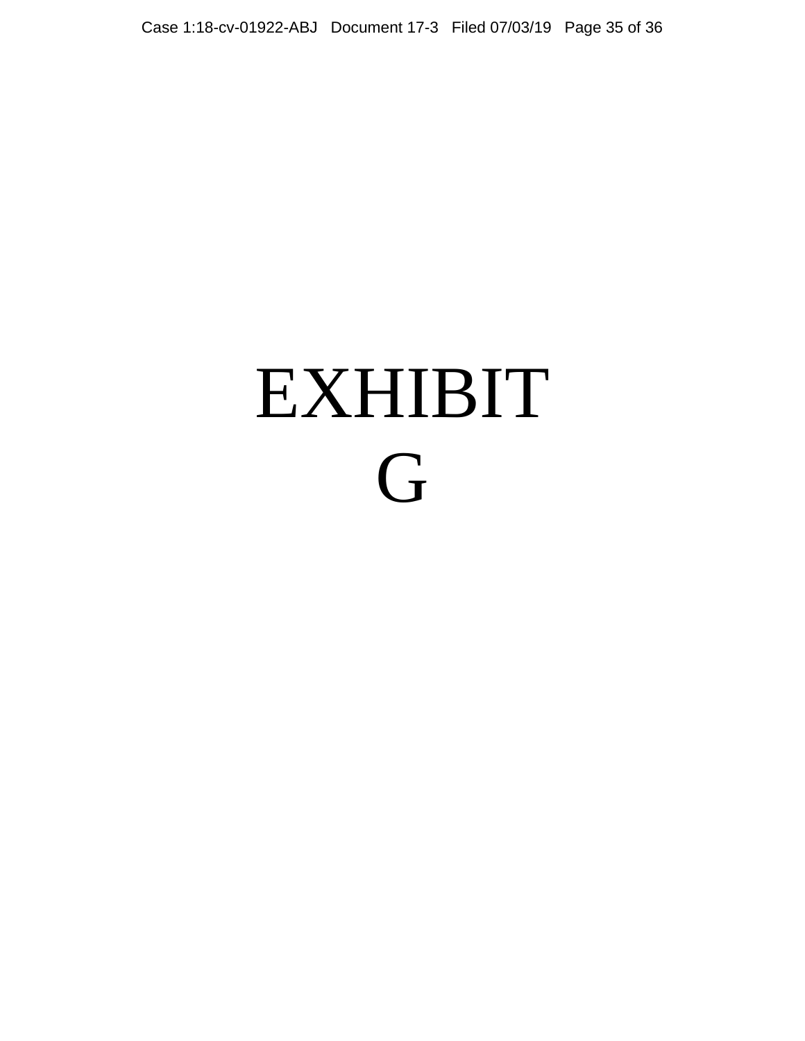# EXHIBIT G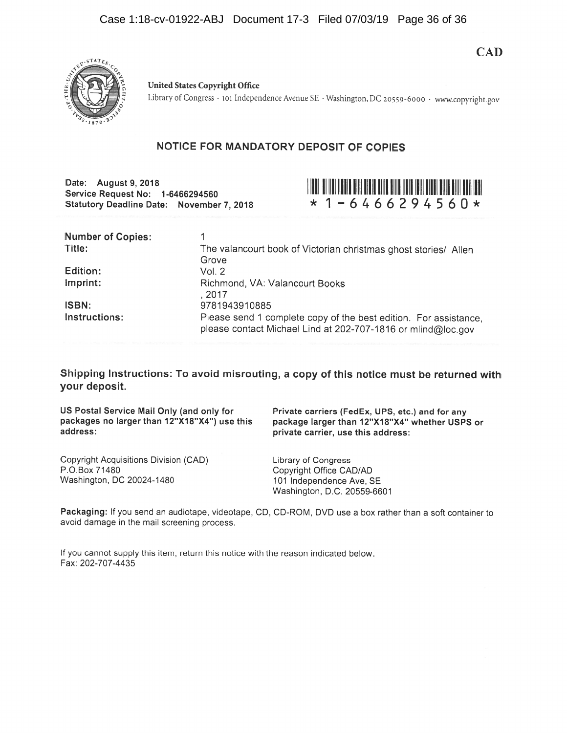**CAD**

**United States Copyright Office**

Library of Congress · 101 Independence Avenue SE · Washington, DC 20559-6000 · www.copyright.gov

## NOTICE FOR MANDATORY DEPOSIT OF COPIES

**Date: August 9, 2018**
**Service Request No: 1-6466294560**
**Statutory Deadline Date: November 7, 2018**

\* 1 - 6 4 6 6 2 9 4 5 6 0 \*

| | |
|---|---|
| **Number of Copies:** | 1 |
| **Title:** | The valancourt book of Victorian christmas ghost stories/ Allen Grove |
| **Edition:** | Vol. 2 |
| **Imprint:** | Richmond, VA: Valancourt Books , 2017 |
| **ISBN:** | 9781943910885 |
| **Instructions:** | Please send 1 complete copy of the best edition. For assistance, please contact Michael Lind at 202-707-1816 or mlind@loc.gov |

**Shipping Instructions: To avoid misrouting, a copy of this notice must be returned with your deposit.**

**US Postal Service Mail Only (and only for packages no larger than 12"X18"X4") use this address:**

Copyright Acquisitions Division (CAD)
P.O.Box 71480
Washington, DC 20024-1480

**Private carriers (FedEx, UPS, etc.) and for any package larger than 12"X18"X4" whether USPS or private carrier, use this address:**

Library of Congress
Copyright Office CAD/AD
101 Independence Ave, SE
Washington, D.C. 20559-6601

**Packaging:** If you send an audiotape, videotape, CD, CD-ROM, DVD use a box rather than a soft container to avoid damage in the mail screening process.

If you cannot supply this item, return this notice with the reason indicated below.
Fax: 202-707-4435